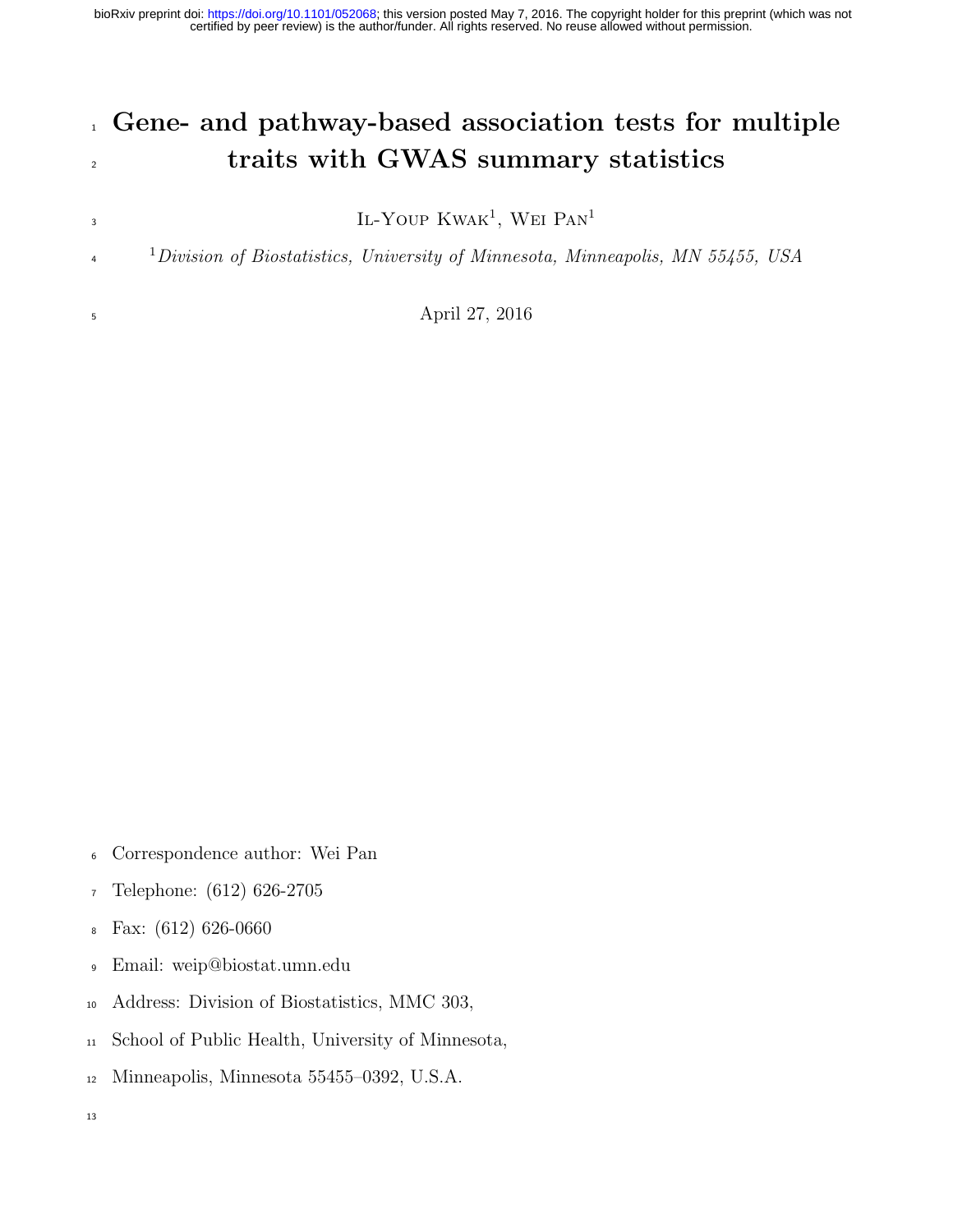# Gene- and pathway-based association tests for multiple traits with GWAS summary statistics

Il-Youp Kwak[1], Wei Pan[1]

[1]*Division of Biostatistics, University of Minnesota, Minneapolis, MN 55455, USA*

April 27, 2016

Correspondence author: Wei Pan

Telephone: (612) 626-2705

Fax: (612) 626-0660

Email: weip@biostat.umn.edu

Address: Division of Biostatistics, MMC 303,

School of Public Health, University of Minnesota,

Minneapolis, Minnesota 55455–0392, U.S.A.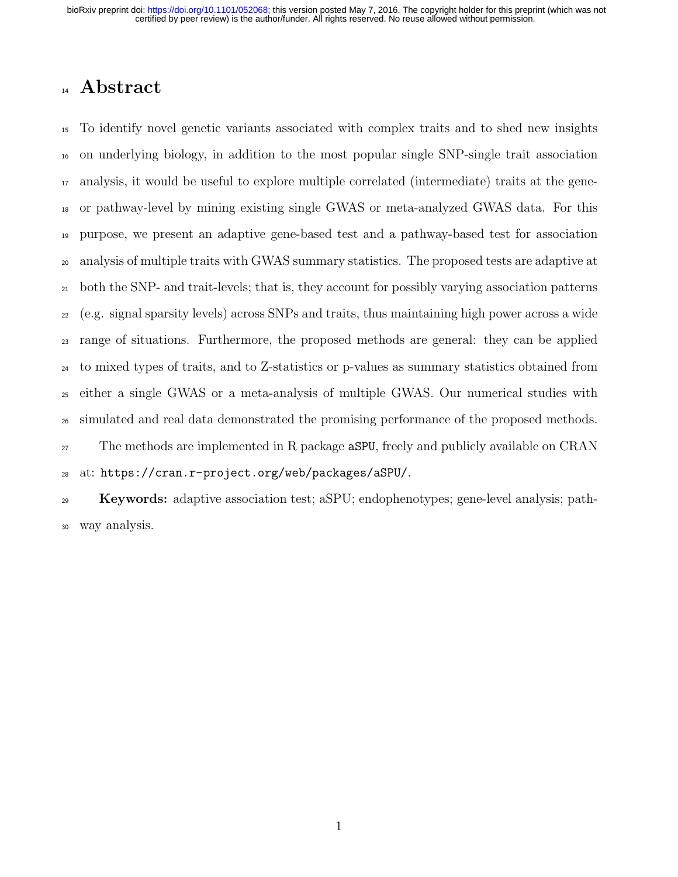# Abstract

To identify novel genetic variants associated with complex traits and to shed new insights on underlying biology, in addition to the most popular single SNP-single trait association analysis, it would be useful to explore multiple correlated (intermediate) traits at the gene- or pathway-level by mining existing single GWAS or meta-analyzed GWAS data. For this purpose, we present an adaptive gene-based test and a pathway-based test for association analysis of multiple traits with GWAS summary statistics. The proposed tests are adaptive at both the SNP- and trait-levels; that is, they account for possibly varying association patterns (e.g. signal sparsity levels) across SNPs and traits, thus maintaining high power across a wide range of situations. Furthermore, the proposed methods are general: they can be applied to mixed types of traits, and to Z-statistics or p-values as summary statistics obtained from either a single GWAS or a meta-analysis of multiple GWAS. Our numerical studies with simulated and real data demonstrated the promising performance of the proposed methods.

The methods are implemented in R package `aSPU`, freely and publicly available on CRAN at: `https://cran.r-project.org/web/packages/aSPU/`.

**Keywords:** adaptive association test; aSPU; endophenotypes; gene-level analysis; pathway analysis.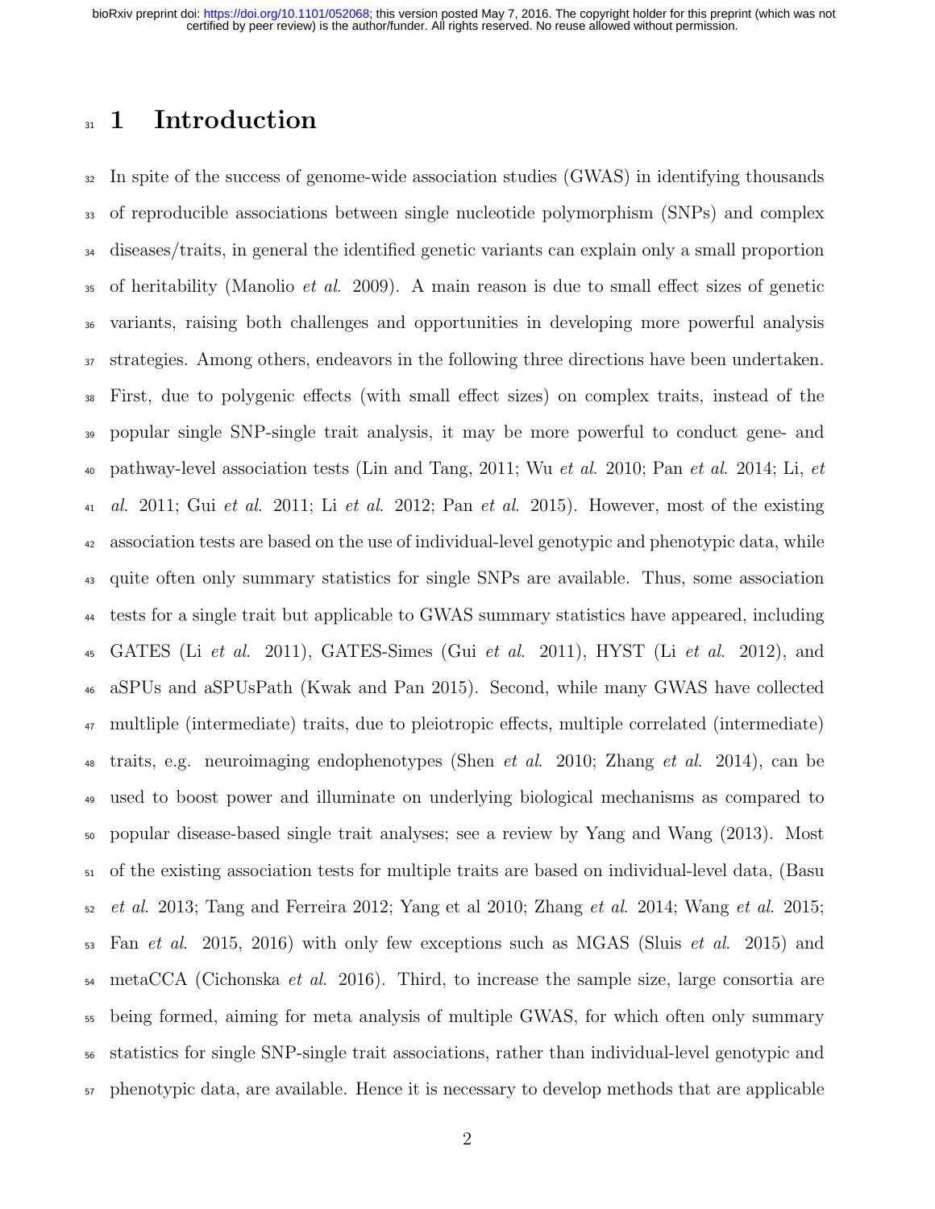# 1 Introduction

In spite of the success of genome-wide association studies (GWAS) in identifying thousands of reproducible associations between single nucleotide polymorphism (SNPs) and complex diseases/traits, in general the identified genetic variants can explain only a small proportion of heritability (Manolio *et al*. 2009). A main reason is due to small effect sizes of genetic variants, raising both challenges and opportunities in developing more powerful analysis strategies. Among others, endeavors in the following three directions have been undertaken. First, due to polygenic effects (with small effect sizes) on complex traits, instead of the popular single SNP-single trait analysis, it may be more powerful to conduct gene- and pathway-level association tests (Lin and Tang, 2011; Wu *et al*. 2010; Pan *et al*. 2014; Li, *et al*. 2011; Gui *et al*. 2011; Li *et al*. 2012; Pan *et al*. 2015). However, most of the existing association tests are based on the use of individual-level genotypic and phenotypic data, while quite often only summary statistics for single SNPs are available. Thus, some association tests for a single trait but applicable to GWAS summary statistics have appeared, including GATES (Li *et al*. 2011), GATES-Simes (Gui *et al*. 2011), HYST (Li *et al*. 2012), and aSPUs and aSPUsPath (Kwak and Pan 2015). Second, while many GWAS have collected multliple (intermediate) traits, due to pleiotropic effects, multiple correlated (intermediate) traits, e.g. neuroimaging endophenotypes (Shen *et al*. 2010; Zhang *et al*. 2014), can be used to boost power and illuminate on underlying biological mechanisms as compared to popular disease-based single trait analyses; see a review by Yang and Wang (2013). Most of the existing association tests for multiple traits are based on individual-level data, (Basu *et al*. 2013; Tang and Ferreira 2012; Yang et al 2010; Zhang *et al*. 2014; Wang *et al*. 2015; Fan *et al*. 2015, 2016) with only few exceptions such as MGAS (Sluis *et al*. 2015) and metaCCA (Cichonska *et al*. 2016). Third, to increase the sample size, large consortia are being formed, aiming for meta analysis of multiple GWAS, for which often only summary statistics for single SNP-single trait associations, rather than individual-level genotypic and phenotypic data, are available. Hence it is necessary to develop methods that are applicable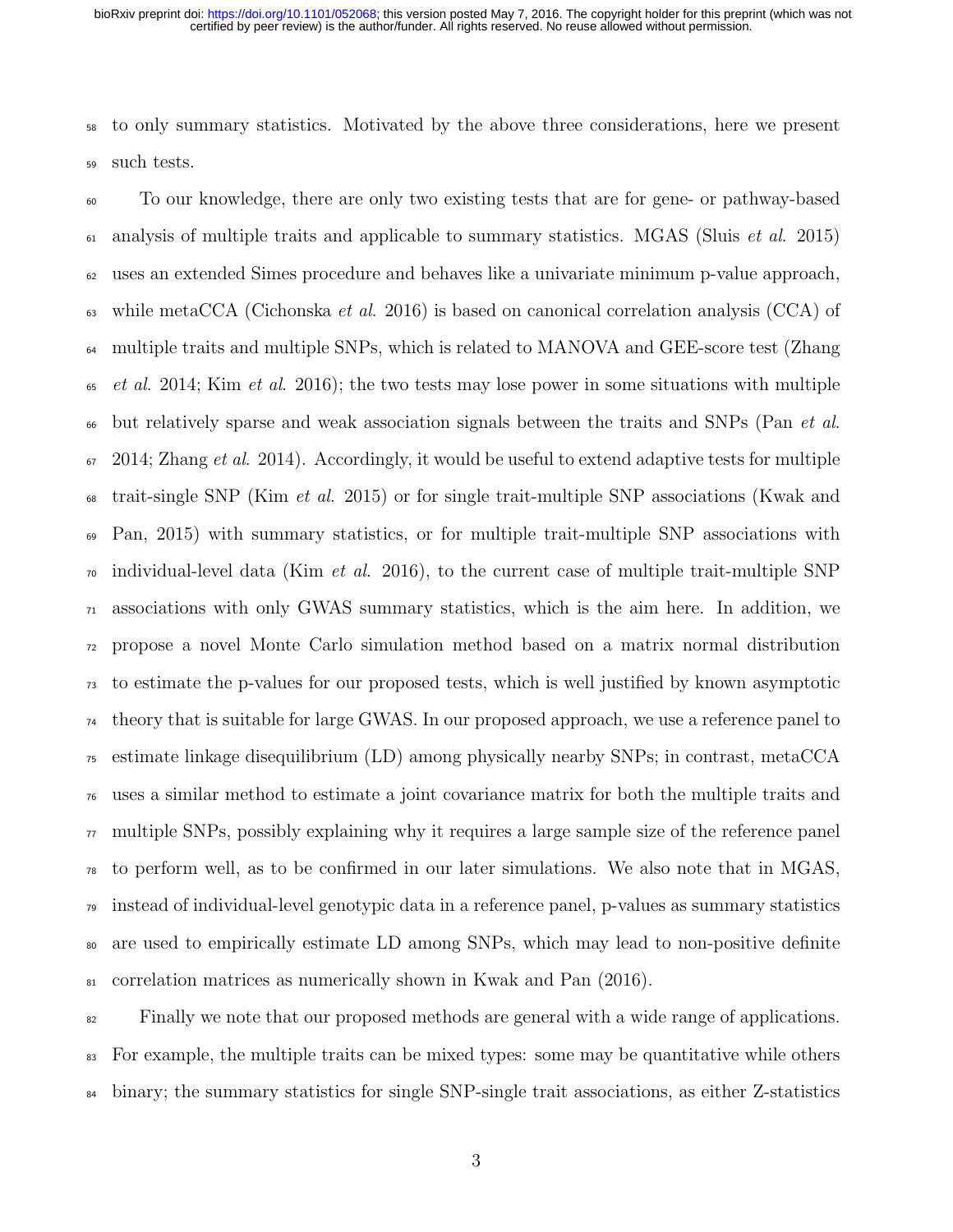to only summary statistics. Motivated by the above three considerations, here we present such tests.

To our knowledge, there are only two existing tests that are for gene- or pathway-based analysis of multiple traits and applicable to summary statistics. MGAS (Sluis *et al.* 2015) uses an extended Simes procedure and behaves like a univariate minimum p-value approach, while metaCCA (Cichonska *et al.* 2016) is based on canonical correlation analysis (CCA) of multiple traits and multiple SNPs, which is related to MANOVA and GEE-score test (Zhang *et al.* 2014; Kim *et al.* 2016); the two tests may lose power in some situations with multiple but relatively sparse and weak association signals between the traits and SNPs (Pan *et al.* 2014; Zhang *et al.* 2014). Accordingly, it would be useful to extend adaptive tests for multiple trait-single SNP (Kim *et al.* 2015) or for single trait-multiple SNP associations (Kwak and Pan, 2015) with summary statistics, or for multiple trait-multiple SNP associations with individual-level data (Kim *et al.* 2016), to the current case of multiple trait-multiple SNP associations with only GWAS summary statistics, which is the aim here. In addition, we propose a novel Monte Carlo simulation method based on a matrix normal distribution to estimate the p-values for our proposed tests, which is well justified by known asymptotic theory that is suitable for large GWAS. In our proposed approach, we use a reference panel to estimate linkage disequilibrium (LD) among physically nearby SNPs; in contrast, metaCCA uses a similar method to estimate a joint covariance matrix for both the multiple traits and multiple SNPs, possibly explaining why it requires a large sample size of the reference panel to perform well, as to be confirmed in our later simulations. We also note that in MGAS, instead of individual-level genotypic data in a reference panel, p-values as summary statistics are used to empirically estimate LD among SNPs, which may lead to non-positive definite correlation matrices as numerically shown in Kwak and Pan (2016).

Finally we note that our proposed methods are general with a wide range of applications. For example, the multiple traits can be mixed types: some may be quantitative while others binary; the summary statistics for single SNP-single trait associations, as either Z-statistics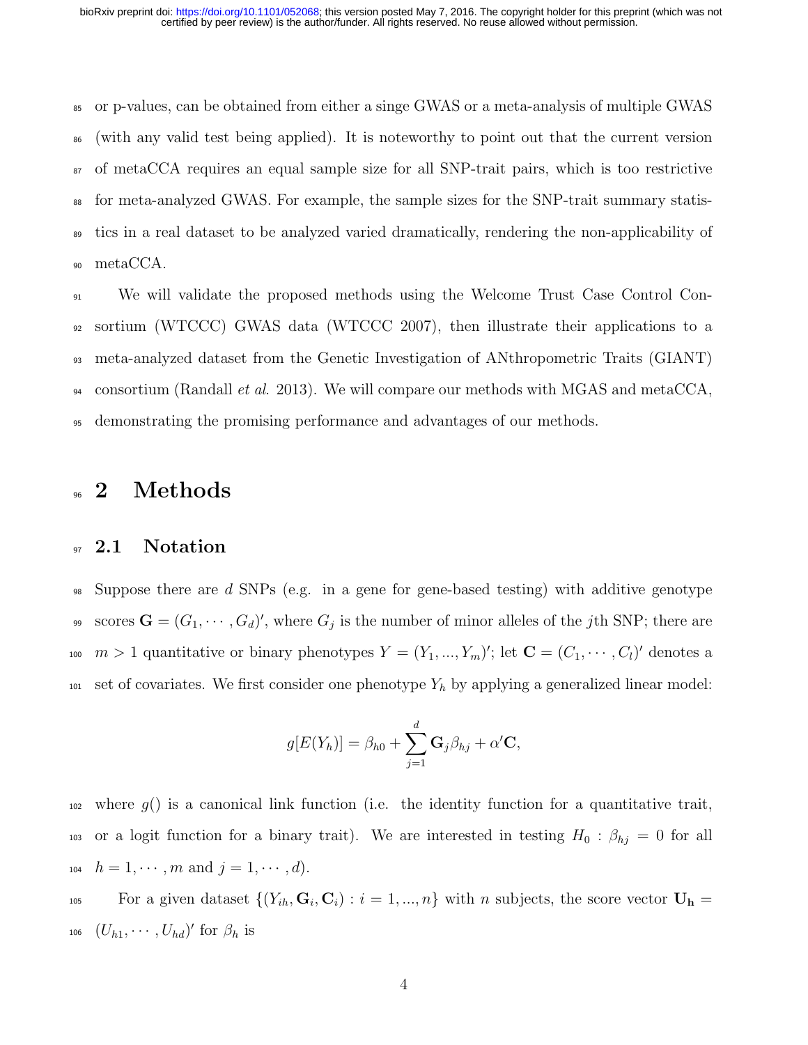or p-values, can be obtained from either a singe GWAS or a meta-analysis of multiple GWAS (with any valid test being applied). It is noteworthy to point out that the current version of metaCCA requires an equal sample size for all SNP-trait pairs, which is too restrictive for meta-analyzed GWAS. For example, the sample sizes for the SNP-trait summary statistics in a real dataset to be analyzed varied dramatically, rendering the non-applicability of metaCCA.

We will validate the proposed methods using the Welcome Trust Case Control Consortium (WTCCC) GWAS data (WTCCC 2007), then illustrate their applications to a meta-analyzed dataset from the Genetic Investigation of ANthropometric Traits (GIANT) consortium (Randall *et al*. 2013). We will compare our methods with MGAS and metaCCA, demonstrating the promising performance and advantages of our methods.

# 2 Methods

## 2.1 Notation

Suppose there are $d$ SNPs (e.g. in a gene for gene-based testing) with additive genotype scores $\mathbf{G} = (G_1, \cdots, G_d)'$, where $G_j$ is the number of minor alleles of the $j$th SNP; there are $m > 1$ quantitative or binary phenotypes $Y = (Y_1, ..., Y_m)'$; let $\mathbf{C} = (C_1, \cdots, C_l)'$ denotes a set of covariates. We first consider one phenotype $Y_h$ by applying a generalized linear model:

$$g[E(Y_h)] = \beta_{h0} + \sum_{j=1}^{d} \mathbf{G}_j \beta_{hj} + \alpha' \mathbf{C},$$

where $g()$ is a canonical link function (i.e. the identity function for a quantitative trait, or a logit function for a binary trait). We are interested in testing $H_0 : \beta_{hj} = 0$ for all $h = 1, \cdots, m$ and $j = 1, \cdots, d$).

For a given dataset $\{(Y_{ih}, \mathbf{G}_i, \mathbf{C}_i) : i = 1, ..., n\}$ with $n$ subjects, the score vector $\mathbf{U_h} = (U_{h1}, \cdots, U_{hd})'$ for $\beta_h$ is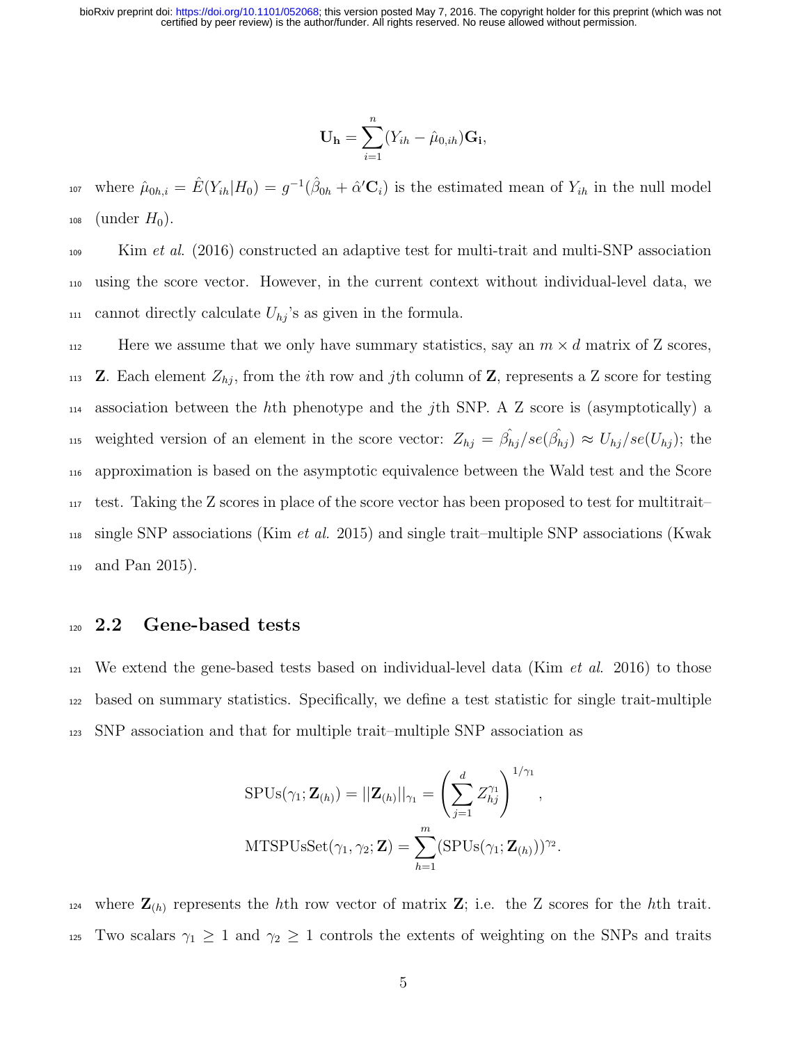$$\mathbf{U_h} = \sum_{i=1}^{n} (Y_{ih} - \hat{\mu}_{0,ih}) \mathbf{G_i},$$

where $\hat{\mu}_{0h,i} = \hat{E}(Y_{ih}|H_0) = g^{-1}(\hat{\beta}_{0h} + \hat{\alpha}'\mathbf{C}_i)$ is the estimated mean of $Y_{ih}$ in the null model (under $H_0$).

Kim *et al.* (2016) constructed an adaptive test for multi-trait and multi-SNP association using the score vector. However, in the current context without individual-level data, we cannot directly calculate $U_{hj}$'s as given in the formula.

Here we assume that we only have summary statistics, say an $m \times d$ matrix of Z scores, $\mathbf{Z}$. Each element $Z_{hj}$, from the $i$th row and $j$th column of $\mathbf{Z}$, represents a Z score for testing association between the $h$th phenotype and the $j$th SNP. A Z score is (asymptotically) a weighted version of an element in the score vector: $Z_{hj} = \hat{\beta_{hj}}/se(\hat{\beta_{hj}}) \approx U_{hj}/se(U_{hj})$; the approximation is based on the asymptotic equivalence between the Wald test and the Score test. Taking the Z scores in place of the score vector has been proposed to test for multitrait–single SNP associations (Kim *et al.* 2015) and single trait–multiple SNP associations (Kwak and Pan 2015).

## 2.2 Gene-based tests

We extend the gene-based tests based on individual-level data (Kim *et al.* 2016) to those based on summary statistics. Specifically, we define a test statistic for single trait-multiple SNP association and that for multiple trait–multiple SNP association as

$$\text{SPUs}(\gamma_1; \mathbf{Z}_{(h)}) = ||\mathbf{Z}_{(h)}||_{\gamma_1} = \left( \sum_{j=1}^{d} Z_{hj}^{\gamma_1} \right)^{1/\gamma_1},$$

$$\text{MTSPUsSet}(\gamma_1, \gamma_2; \mathbf{Z}) = \sum_{h=1}^{m} (\text{SPUs}(\gamma_1; \mathbf{Z}_{(h)}))^{\gamma_2}.$$

where $\mathbf{Z}_{(h)}$ represents the $h$th row vector of matrix $\mathbf{Z}$; i.e. the Z scores for the $h$th trait. Two scalars $\gamma_1 \geq 1$ and $\gamma_2 \geq 1$ controls the extents of weighting on the SNPs and traits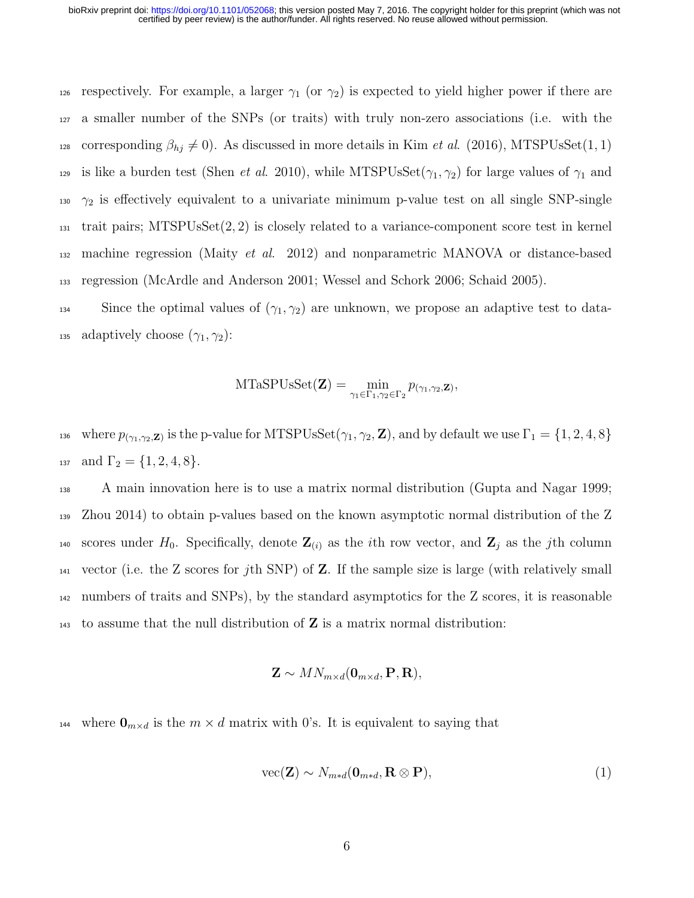respectively. For example, a larger $\gamma_1$ (or $\gamma_2$) is expected to yield higher power if there are a smaller number of the SNPs (or traits) with truly non-zero associations (i.e. with the corresponding $\beta_{hj} \neq 0$). As discussed in more details in Kim *et al.* (2016), MTSPUsSet(1, 1) is like a burden test (Shen *et al.* 2010), while MTSPUsSet($\gamma_1, \gamma_2$) for large values of $\gamma_1$ and $\gamma_2$ is effectively equivalent to a univariate minimum p-value test on all single SNP-single trait pairs; MTSPUsSet(2, 2) is closely related to a variance-component score test in kernel machine regression (Maity *et al.* 2012) and nonparametric MANOVA or distance-based regression (McArdle and Anderson 2001; Wessel and Schork 2006; Schaid 2005).

Since the optimal values of $(\gamma_1, \gamma_2)$ are unknown, we propose an adaptive test to data-adaptively choose $(\gamma_1, \gamma_2)$:

$$\text{MTaSPUsSet}(\mathbf{Z}) = \min_{\gamma_1 \in \Gamma_1, \gamma_2 \in \Gamma_2} p_{(\gamma_1, \gamma_2, \mathbf{Z})},$$

where $p_{(\gamma_1, \gamma_2, \mathbf{Z})}$ is the p-value for MTSPUsSet($\gamma_1, \gamma_2, \mathbf{Z}$), and by default we use $\Gamma_1 = \{1, 2, 4, 8\}$ and $\Gamma_2 = \{1, 2, 4, 8\}$.

A main innovation here is to use a matrix normal distribution (Gupta and Nagar 1999; Zhou 2014) to obtain p-values based on the known asymptotic normal distribution of the Z scores under $H_0$. Specifically, denote $\mathbf{Z}_{(i)}$ as the $i$th row vector, and $\mathbf{Z}_j$ as the $j$th column vector (i.e. the Z scores for $j$th SNP) of $\mathbf{Z}$. If the sample size is large (with relatively small numbers of traits and SNPs), by the standard asymptotics for the Z scores, it is reasonable to assume that the null distribution of $\mathbf{Z}$ is a matrix normal distribution:

$$\mathbf{Z} \sim MN_{m \times d}(\mathbf{0}_{m \times d}, \mathbf{P}, \mathbf{R}),$$

where $\mathbf{0}_{m \times d}$ is the $m \times d$ matrix with 0's. It is equivalent to saying that

$$\text{vec}(\mathbf{Z}) \sim N_{m*d}(\mathbf{0}_{m*d}, \mathbf{R} \otimes \mathbf{P}), \tag{1}$$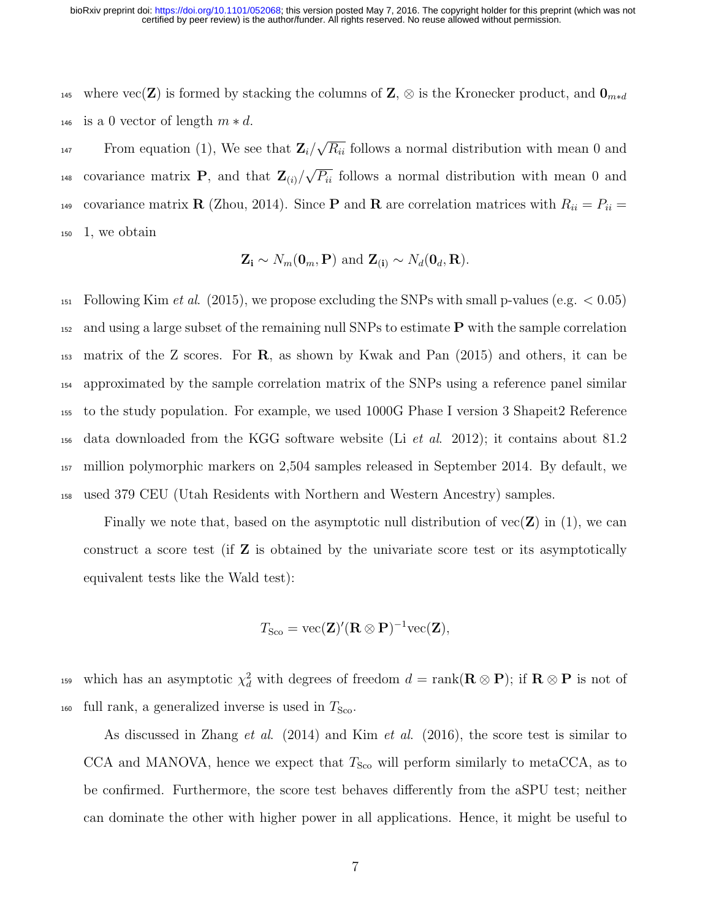where vec($\mathbf{Z}$) is formed by stacking the columns of $\mathbf{Z}$, $\otimes$ is the Kronecker product, and $\mathbf{0}_{m*d}$ is a 0 vector of length $m * d$.

From equation (1), We see that $\mathbf{Z}_i/\sqrt{R_{ii}}$ follows a normal distribution with mean 0 and covariance matrix $\mathbf{P}$, and that $\mathbf{Z}_{(i)}/\sqrt{P_{ii}}$ follows a normal distribution with mean 0 and covariance matrix $\mathbf{R}$ (Zhou, 2014). Since $\mathbf{P}$ and $\mathbf{R}$ are correlation matrices with $R_{ii} = P_{ii} = 1$, we obtain

$$\mathbf{Z_i} \sim N_m(\mathbf{0}_m, \mathbf{P}) \text{ and } \mathbf{Z_{(i)}} \sim N_d(\mathbf{0}_d, \mathbf{R}).$$

Following Kim *et al*. (2015), we propose excluding the SNPs with small p-values (e.g. $< 0.05$) and using a large subset of the remaining null SNPs to estimate $\mathbf{P}$ with the sample correlation matrix of the Z scores. For $\mathbf{R}$, as shown by Kwak and Pan (2015) and others, it can be approximated by the sample correlation matrix of the SNPs using a reference panel similar to the study population. For example, we used 1000G Phase I version 3 Shapeit2 Reference data downloaded from the KGG software website (Li *et al*. 2012); it contains about 81.2 million polymorphic markers on 2,504 samples released in September 2014. By default, we used 379 CEU (Utah Residents with Northern and Western Ancestry) samples.

Finally we note that, based on the asymptotic null distribution of vec($\mathbf{Z}$) in (1), we can construct a score test (if $\mathbf{Z}$ is obtained by the univariate score test or its asymptotically equivalent tests like the Wald test):

$$T_{\text{Sco}} = \text{vec}(\mathbf{Z})'(\mathbf{R} \otimes \mathbf{P})^{-1}\text{vec}(\mathbf{Z}),$$

which has an asymptotic $\chi^2_d$ with degrees of freedom $d = \text{rank}(\mathbf{R} \otimes \mathbf{P})$; if $\mathbf{R} \otimes \mathbf{P}$ is not of full rank, a generalized inverse is used in $T_{\text{Sco}}$.

As discussed in Zhang *et al*. (2014) and Kim *et al*. (2016), the score test is similar to CCA and MANOVA, hence we expect that $T_{\text{Sco}}$ will perform similarly to metaCCA, as to be confirmed. Furthermore, the score test behaves differently from the aSPU test; neither can dominate the other with higher power in all applications. Hence, it might be useful to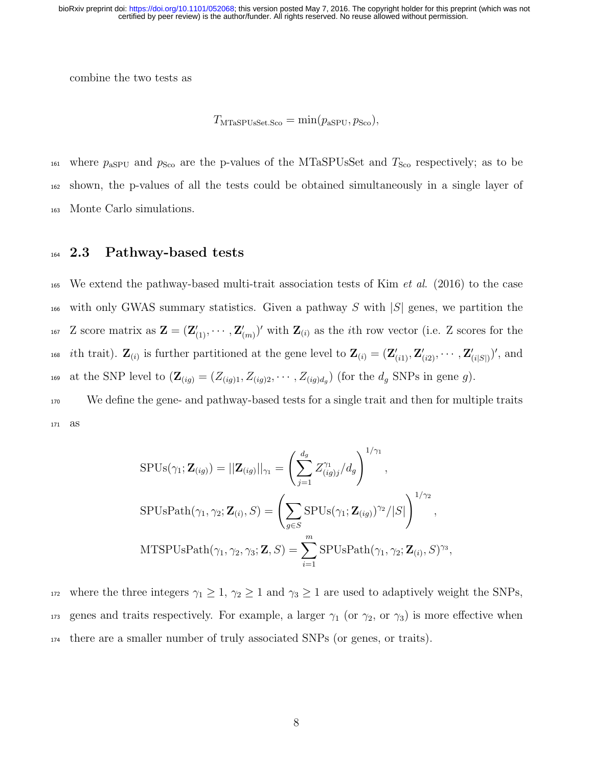combine the two tests as

$$T_{\text{MTaSPUsSet.Sco}} = \min(p_{\text{aSPU}}, p_{\text{Sco}}),$$

where $p_{\text{aSPU}}$ and $p_{\text{Sco}}$ are the p-values of the MTaSPUsSet and $T_{\text{Sco}}$ respectively; as to be shown, the p-values of all the tests could be obtained simultaneously in a single layer of Monte Carlo simulations.

## 2.3 Pathway-based tests

We extend the pathway-based multi-trait association tests of Kim *et al.* (2016) to the case with only GWAS summary statistics. Given a pathway $S$ with $|S|$ genes, we partition the Z score matrix as $\mathbf{Z} = (\mathbf{Z}'_{(1)}, \cdots, \mathbf{Z}'_{(m)})'$ with $\mathbf{Z}_{(i)}$ as the $i$th row vector (i.e. Z scores for the $i$th trait). $\mathbf{Z}_{(i)}$ is further partitioned at the gene level to $\mathbf{Z}_{(i)} = (\mathbf{Z}'_{(i1)}, \mathbf{Z}'_{(i2)}, \cdots, \mathbf{Z}'_{(i|S|)})'$, and at the SNP level to $(\mathbf{Z}_{(ig)} = (Z_{(ig)1}, Z_{(ig)2}, \cdots, Z_{(ig)d_g})$ (for the $d_g$ SNPs in gene $g$).

We define the gene- and pathway-based tests for a single trait and then for multiple traits as

$$\text{SPUs}(\gamma_1; \mathbf{Z}_{(ig)}) = ||\mathbf{Z}_{(ig)}||_{\gamma_1} = \left( \sum_{j=1}^{d_g} Z_{(ig)j}^{\gamma_1} / d_g \right)^{1/\gamma_1},$$

$$\text{SPUsPath}(\gamma_1, \gamma_2; \mathbf{Z}_{(i)}, S) = \left( \sum_{g \in S} \text{SPUs}(\gamma_1; \mathbf{Z}_{(ig)})^{\gamma_2} / |S| \right)^{1/\gamma_2},$$

$$\text{MTSPUsPath}(\gamma_1, \gamma_2, \gamma_3; \mathbf{Z}, S) = \sum_{i=1}^{m} \text{SPUsPath}(\gamma_1, \gamma_2; \mathbf{Z}_{(i)}, S)^{\gamma_3},$$

where the three integers $\gamma_1 \geq 1$, $\gamma_2 \geq 1$ and $\gamma_3 \geq 1$ are used to adaptively weight the SNPs, genes and traits respectively. For example, a larger $\gamma_1$ (or $\gamma_2$, or $\gamma_3$) is more effective when there are a smaller number of truly associated SNPs (or genes, or traits).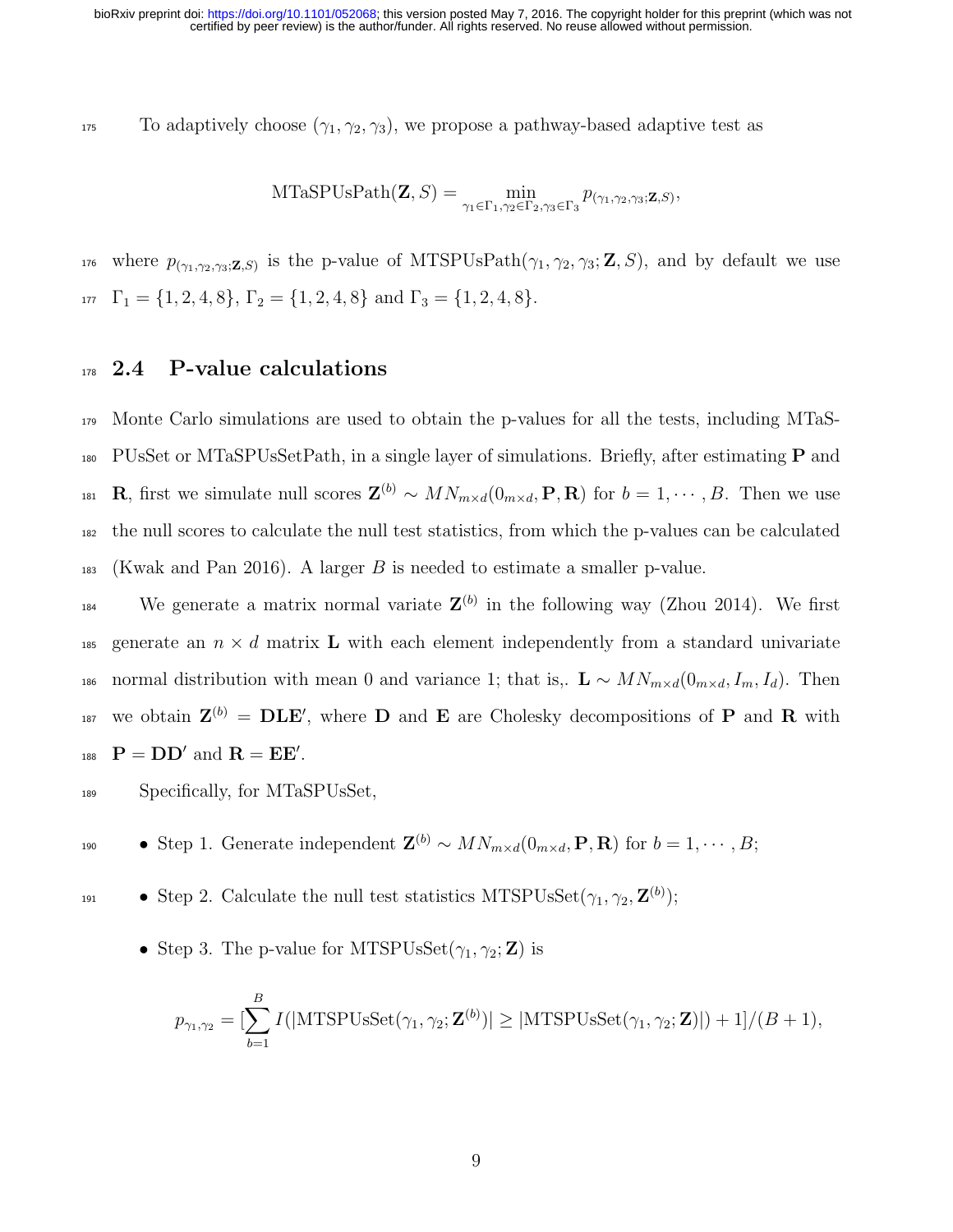To adaptively choose $(\gamma_1, \gamma_2, \gamma_3)$, we propose a pathway-based adaptive test as

$$\text{MTaSPUsPath}(\mathbf{Z}, S) = \min_{\gamma_1 \in \Gamma_1, \gamma_2 \in \Gamma_2, \gamma_3 \in \Gamma_3} p_{(\gamma_1, \gamma_2, \gamma_3; \mathbf{Z}, S)},$$

where $p_{(\gamma_1, \gamma_2, \gamma_3; \mathbf{Z}, S)}$ is the p-value of MTSPUsPath$(\gamma_1, \gamma_2, \gamma_3; \mathbf{Z}, S)$, and by default we use $\Gamma_1 = \{1, 2, 4, 8\}$, $\Gamma_2 = \{1, 2, 4, 8\}$ and $\Gamma_3 = \{1, 2, 4, 8\}$.

## 2.4 P-value calculations

Monte Carlo simulations are used to obtain the p-values for all the tests, including MTaSPUsSet or MTaSPUsSetPath, in a single layer of simulations. Briefly, after estimating $\mathbf{P}$ and $\mathbf{R}$, first we simulate null scores $\mathbf{Z}^{(b)} \sim MN_{m \times d}(0_{m \times d}, \mathbf{P}, \mathbf{R})$ for $b = 1, \cdots, B$. Then we use the null scores to calculate the null test statistics, from which the p-values can be calculated (Kwak and Pan 2016). A larger $B$ is needed to estimate a smaller p-value.

We generate a matrix normal variate $\mathbf{Z}^{(b)}$ in the following way (Zhou 2014). We first generate an $n \times d$ matrix $\mathbf{L}$ with each element independently from a standard univariate normal distribution with mean 0 and variance 1; that is,. $\mathbf{L} \sim MN_{m \times d}(0_{m \times d}, I_m, I_d)$. Then we obtain $\mathbf{Z}^{(b)} = \mathbf{DLE}'$, where $\mathbf{D}$ and $\mathbf{E}$ are Cholesky decompositions of $\mathbf{P}$ and $\mathbf{R}$ with $\mathbf{P} = \mathbf{DD}'$ and $\mathbf{R} = \mathbf{EE}'$.

Specifically, for MTaSPUsSet,

- Step 1. Generate independent $\mathbf{Z}^{(b)} \sim MN_{m \times d}(0_{m \times d}, \mathbf{P}, \mathbf{R})$ for $b = 1, \cdots, B$;
- Step 2. Calculate the null test statistics MTSPUsSet$(\gamma_1, \gamma_2, \mathbf{Z}^{(b)})$;
- Step 3. The p-value for MTSPUsSet$(\gamma_1, \gamma_2; \mathbf{Z})$ is

$$p_{\gamma_1, \gamma_2} = [\sum_{b=1}^{B} I(|\text{MTSPUsSet}(\gamma_1, \gamma_2; \mathbf{Z}^{(b)})| \geq |\text{MTSPUsSet}(\gamma_1, \gamma_2; \mathbf{Z})|) + 1]/(B + 1),$$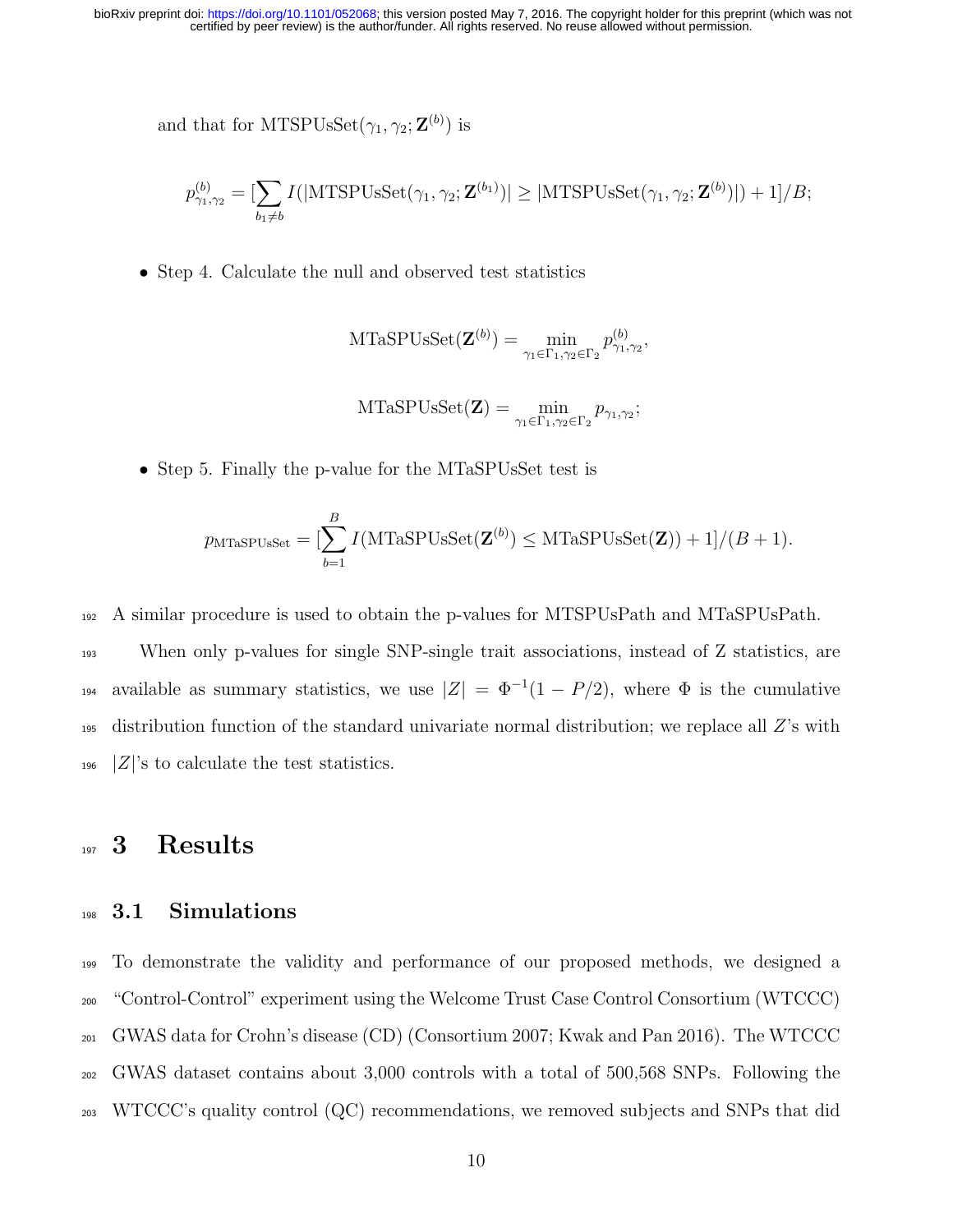and that for $\text{MTSPUsSet}(\gamma_1, \gamma_2; \mathbf{Z}^{(b)})$ is

$$p^{(b)}_{\gamma_1,\gamma_2} = [\sum_{b_1 \neq b} I(|\text{MTSPUsSet}(\gamma_1, \gamma_2; \mathbf{Z}^{(b_1)})| \geq |\text{MTSPUsSet}(\gamma_1, \gamma_2; \mathbf{Z}^{(b)})|) + 1]/B;$$

- Step 4. Calculate the null and observed test statistics

$$\text{MTaSPUsSet}(\mathbf{Z}^{(b)}) = \min_{\gamma_1 \in \Gamma_1, \gamma_2 \in \Gamma_2} p^{(b)}_{\gamma_1,\gamma_2},$$

$$\text{MTaSPUsSet}(\mathbf{Z}) = \min_{\gamma_1 \in \Gamma_1, \gamma_2 \in \Gamma_2} p_{\gamma_1,\gamma_2};$$

- Step 5. Finally the p-value for the MTaSPUsSet test is

$$p_{\text{MTaSPUsSet}} = [\sum_{b=1}^{B} I(\text{MTaSPUsSet}(\mathbf{Z}^{(b)}) \leq \text{MTaSPUsSet}(\mathbf{Z})) + 1]/(B+1).$$

A similar procedure is used to obtain the p-values for MTSPUsPath and MTaSPUsPath.

When only p-values for single SNP-single trait associations, instead of Z statistics, are available as summary statistics, we use $|Z| = \Phi^{-1}(1 - P/2)$, where $\Phi$ is the cumulative distribution function of the standard univariate normal distribution; we replace all $Z$'s with $|Z|$'s to calculate the test statistics.

# 3 Results

## 3.1 Simulations

To demonstrate the validity and performance of our proposed methods, we designed a "Control-Control" experiment using the Welcome Trust Case Control Consortium (WTCCC) GWAS data for Crohn's disease (CD) (Consortium 2007; Kwak and Pan 2016). The WTCCC GWAS dataset contains about 3,000 controls with a total of 500,568 SNPs. Following the WTCCC's quality control (QC) recommendations, we removed subjects and SNPs that did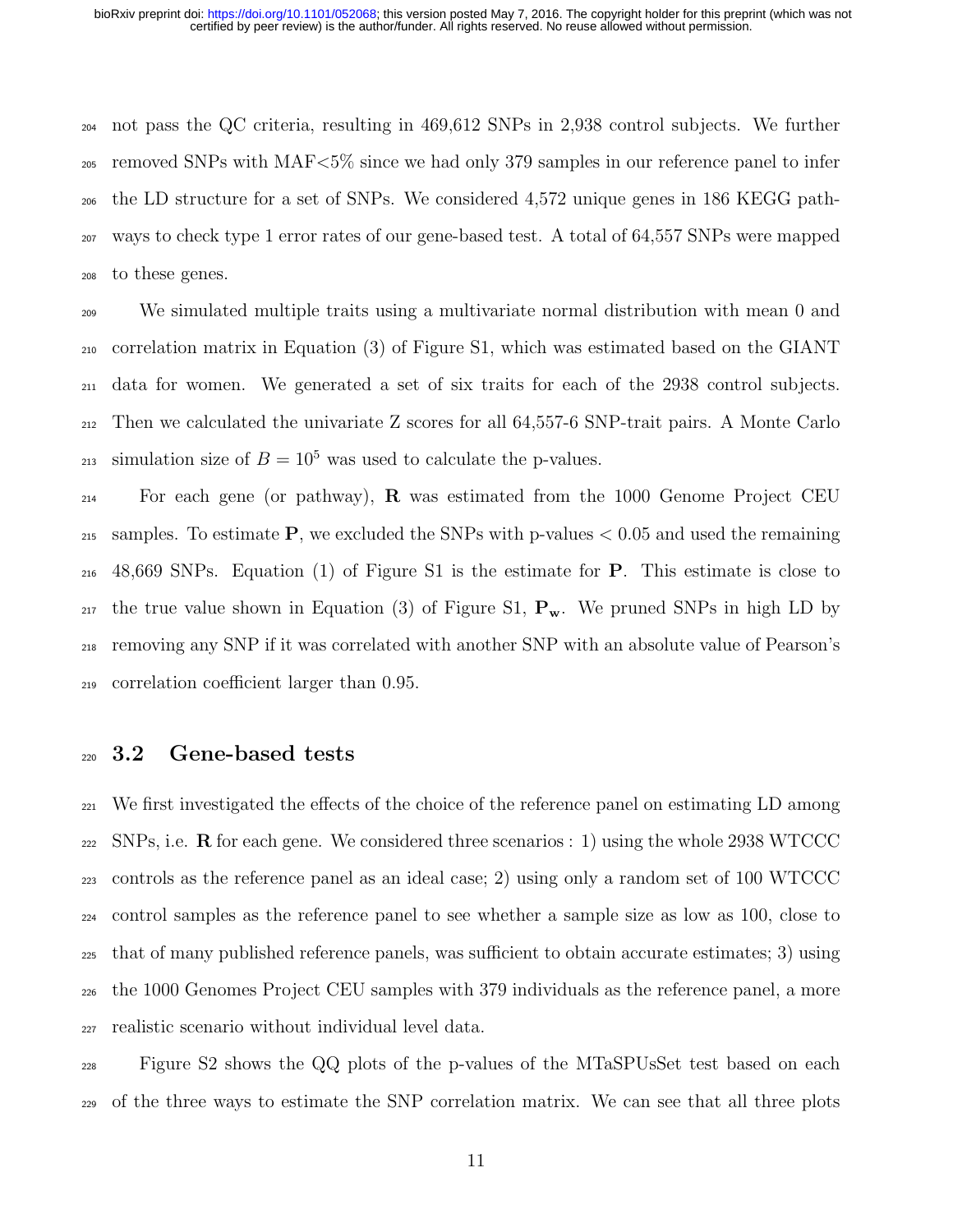not pass the QC criteria, resulting in 469,612 SNPs in 2,938 control subjects. We further removed SNPs with MAF<5% since we had only 379 samples in our reference panel to infer the LD structure for a set of SNPs. We considered 4,572 unique genes in 186 KEGG pathways to check type 1 error rates of our gene-based test. A total of 64,557 SNPs were mapped to these genes.

We simulated multiple traits using a multivariate normal distribution with mean 0 and correlation matrix in Equation (3) of Figure S1, which was estimated based on the GIANT data for women. We generated a set of six traits for each of the 2938 control subjects. Then we calculated the univariate Z scores for all 64,557-6 SNP-trait pairs. A Monte Carlo simulation size of $B = 10^5$ was used to calculate the p-values.

For each gene (or pathway), $\mathbf{R}$ was estimated from the 1000 Genome Project CEU samples. To estimate $\mathbf{P}$, we excluded the SNPs with p-values $< 0.05$ and used the remaining 48,669 SNPs. Equation (1) of Figure S1 is the estimate for $\mathbf{P}$. This estimate is close to the true value shown in Equation (3) of Figure S1, $\mathbf{P_w}$. We pruned SNPs in high LD by removing any SNP if it was correlated with another SNP with an absolute value of Pearson's correlation coefficient larger than 0.95.

## 3.2 Gene-based tests

We first investigated the effects of the choice of the reference panel on estimating LD among SNPs, i.e. $\mathbf{R}$ for each gene. We considered three scenarios : 1) using the whole 2938 WTCCC controls as the reference panel as an ideal case; 2) using only a random set of 100 WTCCC control samples as the reference panel to see whether a sample size as low as 100, close to that of many published reference panels, was sufficient to obtain accurate estimates; 3) using the 1000 Genomes Project CEU samples with 379 individuals as the reference panel, a more realistic scenario without individual level data.

Figure S2 shows the QQ plots of the p-values of the MTaSPUsSet test based on each of the three ways to estimate the SNP correlation matrix. We can see that all three plots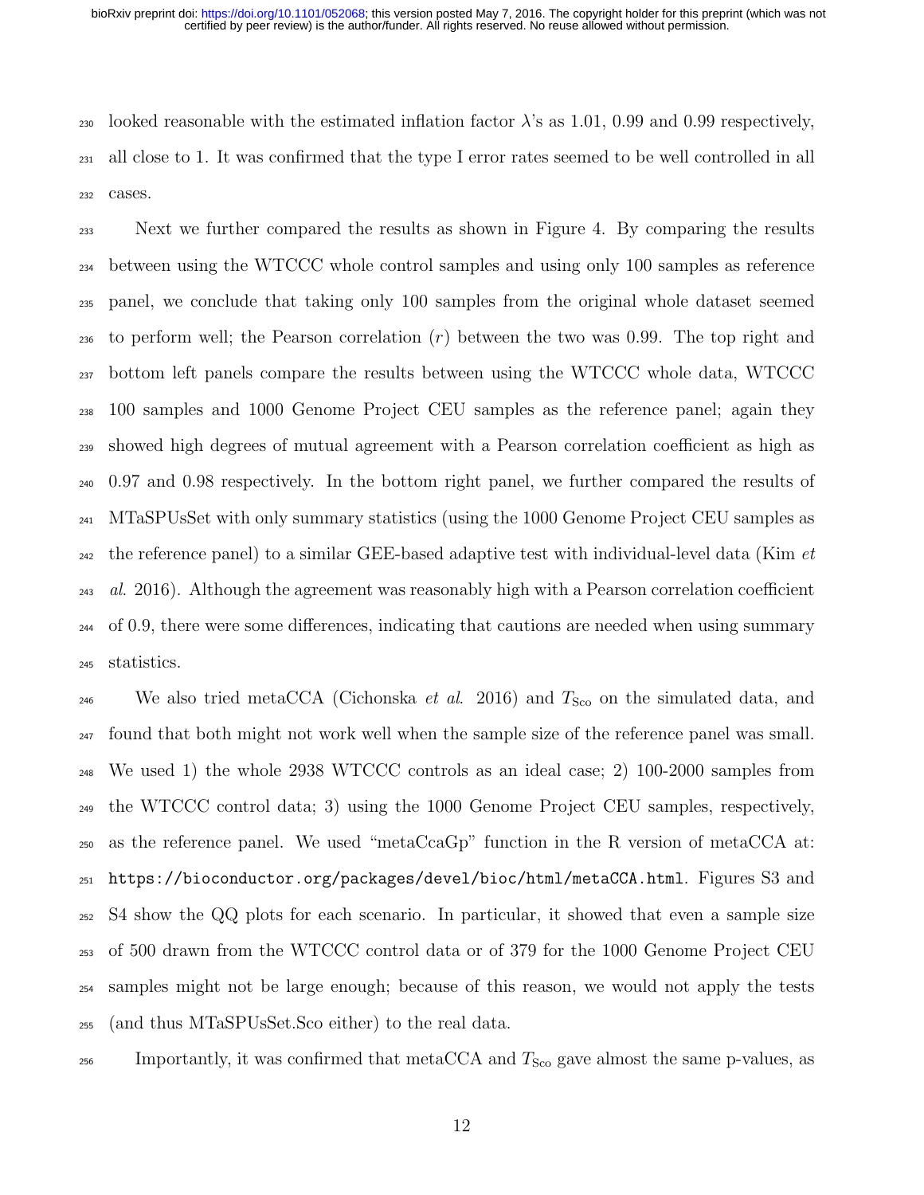looked reasonable with the estimated inflation factor $\lambda$'s as 1.01, 0.99 and 0.99 respectively, all close to 1. It was confirmed that the type I error rates seemed to be well controlled in all cases.

Next we further compared the results as shown in Figure 4. By comparing the results between using the WTCCC whole control samples and using only 100 samples as reference panel, we conclude that taking only 100 samples from the original whole dataset seemed to perform well; the Pearson correlation ($r$) between the two was 0.99. The top right and bottom left panels compare the results between using the WTCCC whole data, WTCCC 100 samples and 1000 Genome Project CEU samples as the reference panel; again they showed high degrees of mutual agreement with a Pearson correlation coefficient as high as 0.97 and 0.98 respectively. In the bottom right panel, we further compared the results of MTaSPUsSet with only summary statistics (using the 1000 Genome Project CEU samples as the reference panel) to a similar GEE-based adaptive test with individual-level data (Kim *et al.* 2016). Although the agreement was reasonably high with a Pearson correlation coefficient of 0.9, there were some differences, indicating that cautions are needed when using summary statistics.

We also tried metaCCA (Cichonska *et al.* 2016) and $T_{\text{Sco}}$ on the simulated data, and found that both might not work well when the sample size of the reference panel was small. We used 1) the whole 2938 WTCCC controls as an ideal case; 2) 100-2000 samples from the WTCCC control data; 3) using the 1000 Genome Project CEU samples, respectively, as the reference panel. We used "metaCcaGp" function in the R version of metaCCA at: `https://bioconductor.org/packages/devel/bioc/html/metaCCA.html`. Figures S3 and S4 show the QQ plots for each scenario. In particular, it showed that even a sample size of 500 drawn from the WTCCC control data or of 379 for the 1000 Genome Project CEU samples might not be large enough; because of this reason, we would not apply the tests (and thus MTaSPUsSet.Sco either) to the real data.

Importantly, it was confirmed that metaCCA and $T_{\text{Sco}}$ gave almost the same p-values, as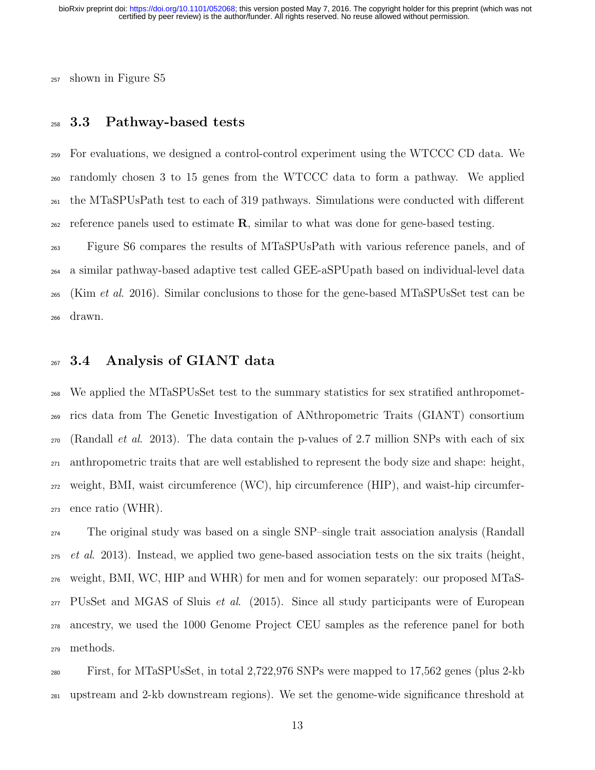shown in Figure S5

## 3.3 Pathway-based tests

For evaluations, we designed a control-control experiment using the WTCCC CD data. We randomly chosen 3 to 15 genes from the WTCCC data to form a pathway. We applied the MTaSPUsPath test to each of 319 pathways. Simulations were conducted with different reference panels used to estimate $\mathbf{R}$, similar to what was done for gene-based testing.

Figure S6 compares the results of MTaSPUsPath with various reference panels, and of a similar pathway-based adaptive test called GEE-aSPUpath based on individual-level data (Kim *et al*. 2016). Similar conclusions to those for the gene-based MTaSPUsSet test can be drawn.

## 3.4 Analysis of GIANT data

We applied the MTaSPUsSet test to the summary statistics for sex stratified anthropometrics data from The Genetic Investigation of ANthropometric Traits (GIANT) consortium (Randall *et al*. 2013). The data contain the p-values of 2.7 million SNPs with each of six anthropometric traits that are well established to represent the body size and shape: height, weight, BMI, waist circumference (WC), hip circumference (HIP), and waist-hip circumference ratio (WHR).

The original study was based on a single SNP–single trait association analysis (Randall *et al*. 2013). Instead, we applied two gene-based association tests on the six traits (height, weight, BMI, WC, HIP and WHR) for men and for women separately: our proposed MTaSPUsSet and MGAS of Sluis *et al*. (2015). Since all study participants were of European ancestry, we used the 1000 Genome Project CEU samples as the reference panel for both methods.

First, for MTaSPUsSet, in total 2,722,976 SNPs were mapped to 17,562 genes (plus 2-kb upstream and 2-kb downstream regions). We set the genome-wide significance threshold at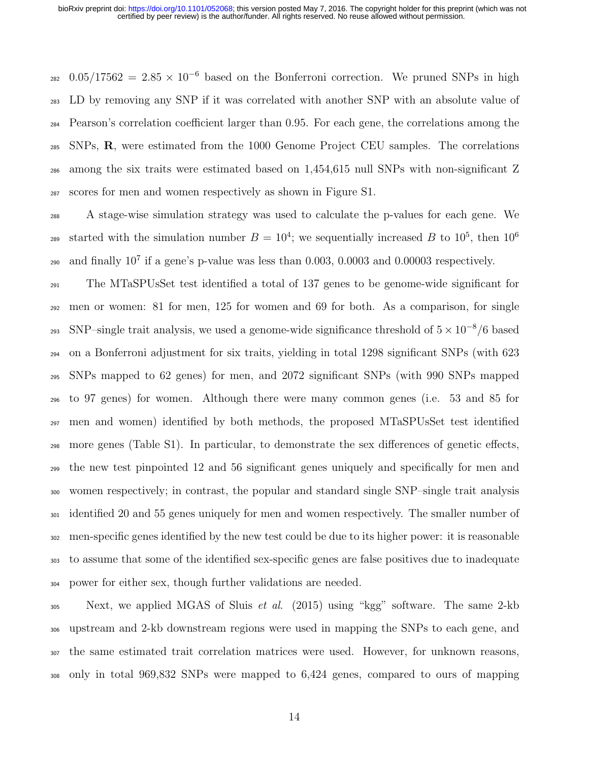$0.05/17562 = 2.85 \times 10^{-6}$ based on the Bonferroni correction. We pruned SNPs in high LD by removing any SNP if it was correlated with another SNP with an absolute value of Pearson's correlation coefficient larger than 0.95. For each gene, the correlations among the SNPs, $\mathbf{R}$, were estimated from the 1000 Genome Project CEU samples. The correlations among the six traits were estimated based on 1,454,615 null SNPs with non-significant Z scores for men and women respectively as shown in Figure S1.

A stage-wise simulation strategy was used to calculate the p-values for each gene. We started with the simulation number $B = 10^4$; we sequentially increased $B$ to $10^5$, then $10^6$ and finally $10^7$ if a gene's p-value was less than 0.003, 0.0003 and 0.00003 respectively.

The MTaSPUsSet test identified a total of 137 genes to be genome-wide significant for men or women: 81 for men, 125 for women and 69 for both. As a comparison, for single SNP–single trait analysis, we used a genome-wide significance threshold of $5 \times 10^{-8}/6$ based on a Bonferroni adjustment for six traits, yielding in total 1298 significant SNPs (with 623 SNPs mapped to 62 genes) for men, and 2072 significant SNPs (with 990 SNPs mapped to 97 genes) for women. Although there were many common genes (i.e. 53 and 85 for men and women) identified by both methods, the proposed MTaSPUsSet test identified more genes (Table S1). In particular, to demonstrate the sex differences of genetic effects, the new test pinpointed 12 and 56 significant genes uniquely and specifically for men and women respectively; in contrast, the popular and standard single SNP–single trait analysis identified 20 and 55 genes uniquely for men and women respectively. The smaller number of men-specific genes identified by the new test could be due to its higher power: it is reasonable to assume that some of the identified sex-specific genes are false positives due to inadequate power for either sex, though further validations are needed.

Next, we applied MGAS of Sluis *et al.* (2015) using "kgg" software. The same 2-kb upstream and 2-kb downstream regions were used in mapping the SNPs to each gene, and the same estimated trait correlation matrices were used. However, for unknown reasons, only in total 969,832 SNPs were mapped to 6,424 genes, compared to ours of mapping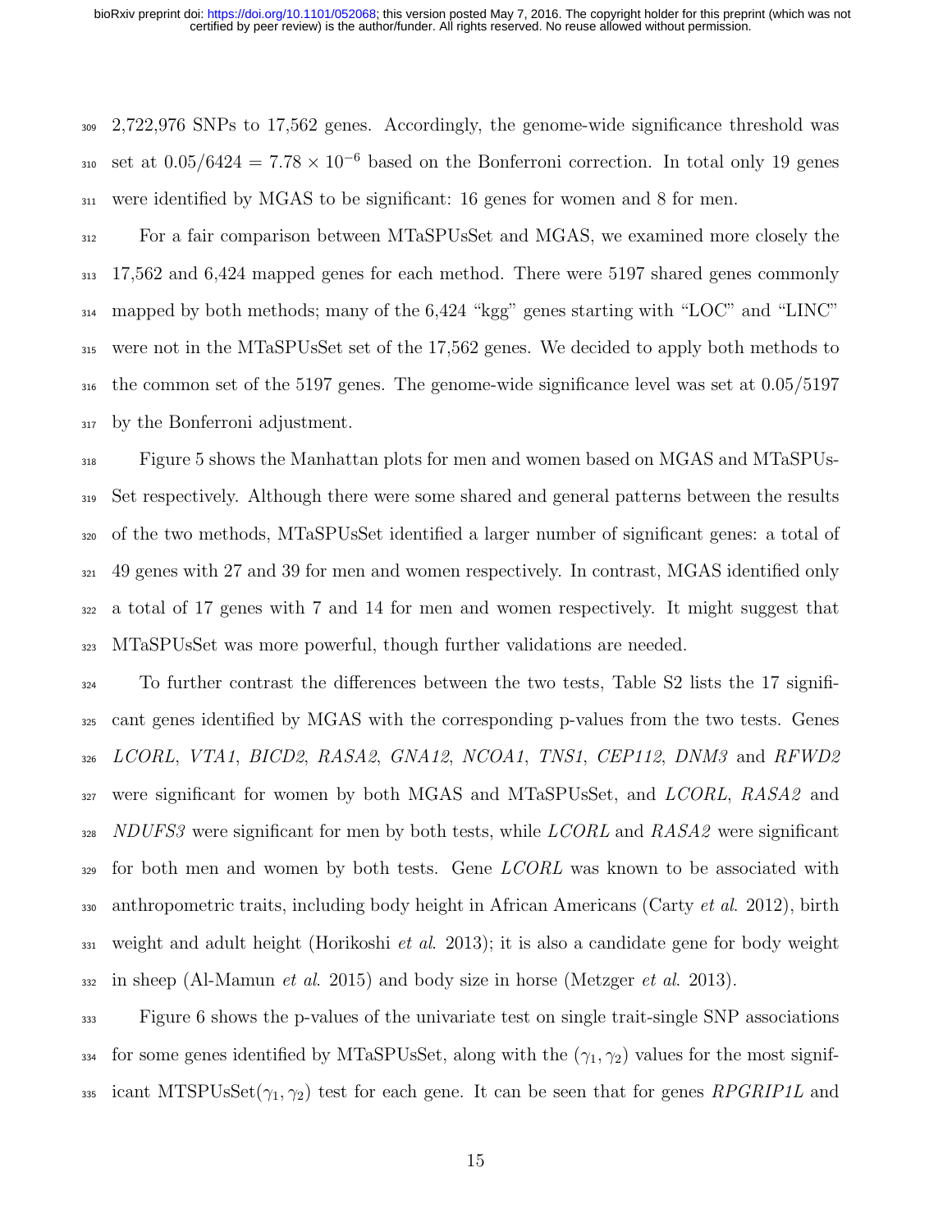2,722,976 SNPs to 17,562 genes. Accordingly, the genome-wide significance threshold was set at $0.05/6424 = 7.78 \times 10^{-6}$ based on the Bonferroni correction. In total only 19 genes were identified by MGAS to be significant: 16 genes for women and 8 for men.

For a fair comparison between MTaSPUsSet and MGAS, we examined more closely the 17,562 and 6,424 mapped genes for each method. There were 5197 shared genes commonly mapped by both methods; many of the 6,424 "kgg" genes starting with "LOC" and "LINC" were not in the MTaSPUsSet set of the 17,562 genes. We decided to apply both methods to the common set of the 5197 genes. The genome-wide significance level was set at 0.05/5197 by the Bonferroni adjustment.

Figure 5 shows the Manhattan plots for men and women based on MGAS and MTaSPUsSet respectively. Although there were some shared and general patterns between the results of the two methods, MTaSPUsSet identified a larger number of significant genes: a total of 49 genes with 27 and 39 for men and women respectively. In contrast, MGAS identified only a total of 17 genes with 7 and 14 for men and women respectively. It might suggest that MTaSPUsSet was more powerful, though further validations are needed.

To further contrast the differences between the two tests, Table S2 lists the 17 significant genes identified by MGAS with the corresponding p-values from the two tests. Genes *LCORL*, *VTA1*, *BICD2*, *RASA2*, *GNA12*, *NCOA1*, *TNS1*, *CEP112*, *DNM3* and *RFWD2* were significant for women by both MGAS and MTaSPUsSet, and *LCORL*, *RASA2* and *NDUFS3* were significant for men by both tests, while *LCORL* and *RASA2* were significant for both men and women by both tests. Gene *LCORL* was known to be associated with anthropometric traits, including body height in African Americans (Carty *et al.* 2012), birth weight and adult height (Horikoshi *et al.* 2013); it is also a candidate gene for body weight in sheep (Al-Mamun *et al.* 2015) and body size in horse (Metzger *et al.* 2013).

Figure 6 shows the p-values of the univariate test on single trait-single SNP associations for some genes identified by MTaSPUsSet, along with the $(\gamma_1, \gamma_2)$ values for the most significant MTSPUsSet$(\gamma_1, \gamma_2)$ test for each gene. It can be seen that for genes *RPGRIP1L* and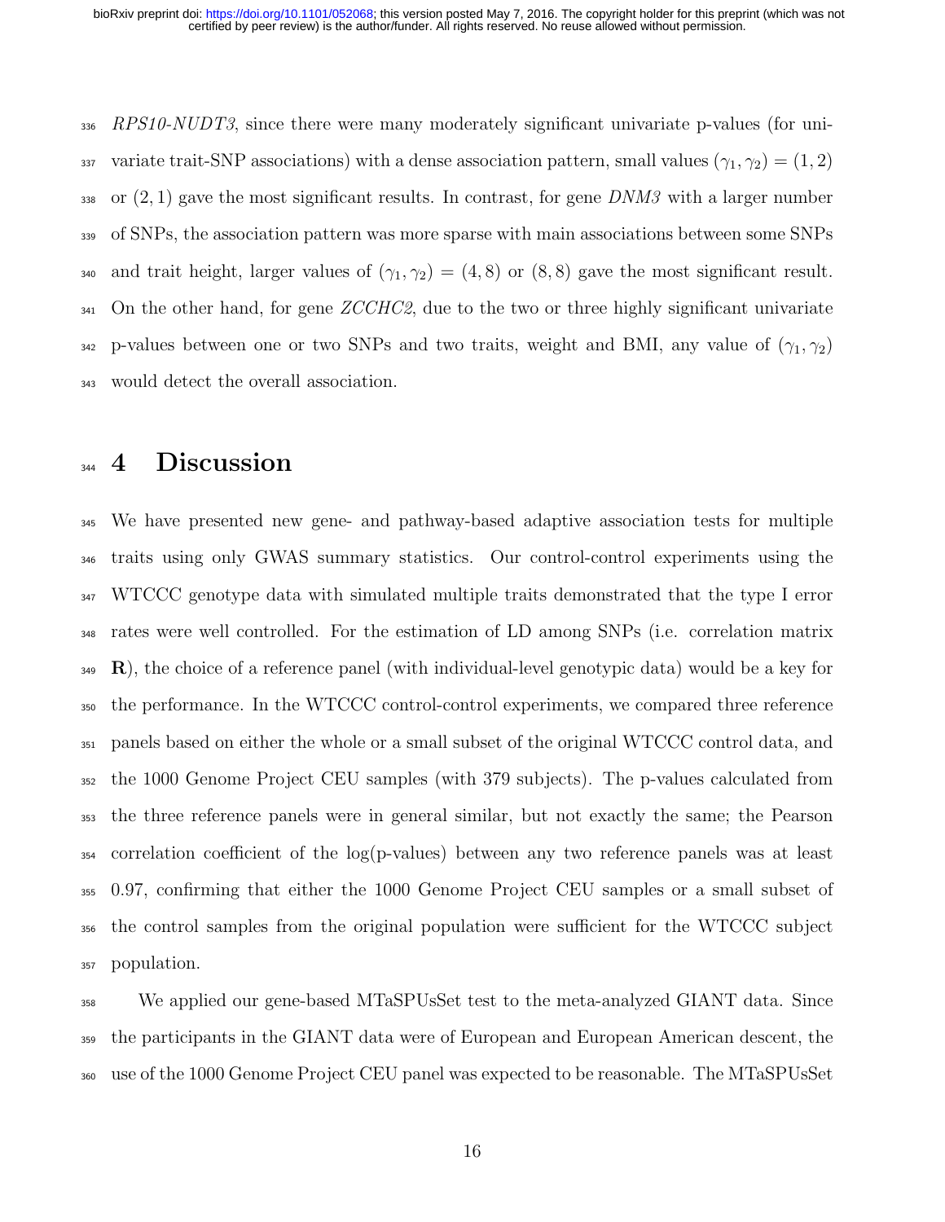*RPS10-NUDT3*, since there were many moderately significant univariate p-values (for univariate trait-SNP associations) with a dense association pattern, small values $(\gamma_1, \gamma_2) = (1, 2)$ or $(2, 1)$ gave the most significant results. In contrast, for gene *DNM3* with a larger number of SNPs, the association pattern was more sparse with main associations between some SNPs and trait height, larger values of $(\gamma_1, \gamma_2) = (4, 8)$ or $(8, 8)$ gave the most significant result. On the other hand, for gene *ZCCHC2*, due to the two or three highly significant univariate p-values between one or two SNPs and two traits, weight and BMI, any value of $(\gamma_1, \gamma_2)$ would detect the overall association.

# 4 Discussion

We have presented new gene- and pathway-based adaptive association tests for multiple traits using only GWAS summary statistics. Our control-control experiments using the WTCCC genotype data with simulated multiple traits demonstrated that the type I error rates were well controlled. For the estimation of LD among SNPs (i.e. correlation matrix $\mathbf{R}$), the choice of a reference panel (with individual-level genotypic data) would be a key for the performance. In the WTCCC control-control experiments, we compared three reference panels based on either the whole or a small subset of the original WTCCC control data, and the 1000 Genome Project CEU samples (with 379 subjects). The p-values calculated from the three reference panels were in general similar, but not exactly the same; the Pearson correlation coefficient of the log(p-values) between any two reference panels was at least 0.97, confirming that either the 1000 Genome Project CEU samples or a small subset of the control samples from the original population were sufficient for the WTCCC subject population.

We applied our gene-based MTaSPUsSet test to the meta-analyzed GIANT data. Since the participants in the GIANT data were of European and European American descent, the use of the 1000 Genome Project CEU panel was expected to be reasonable. The MTaSPUsSet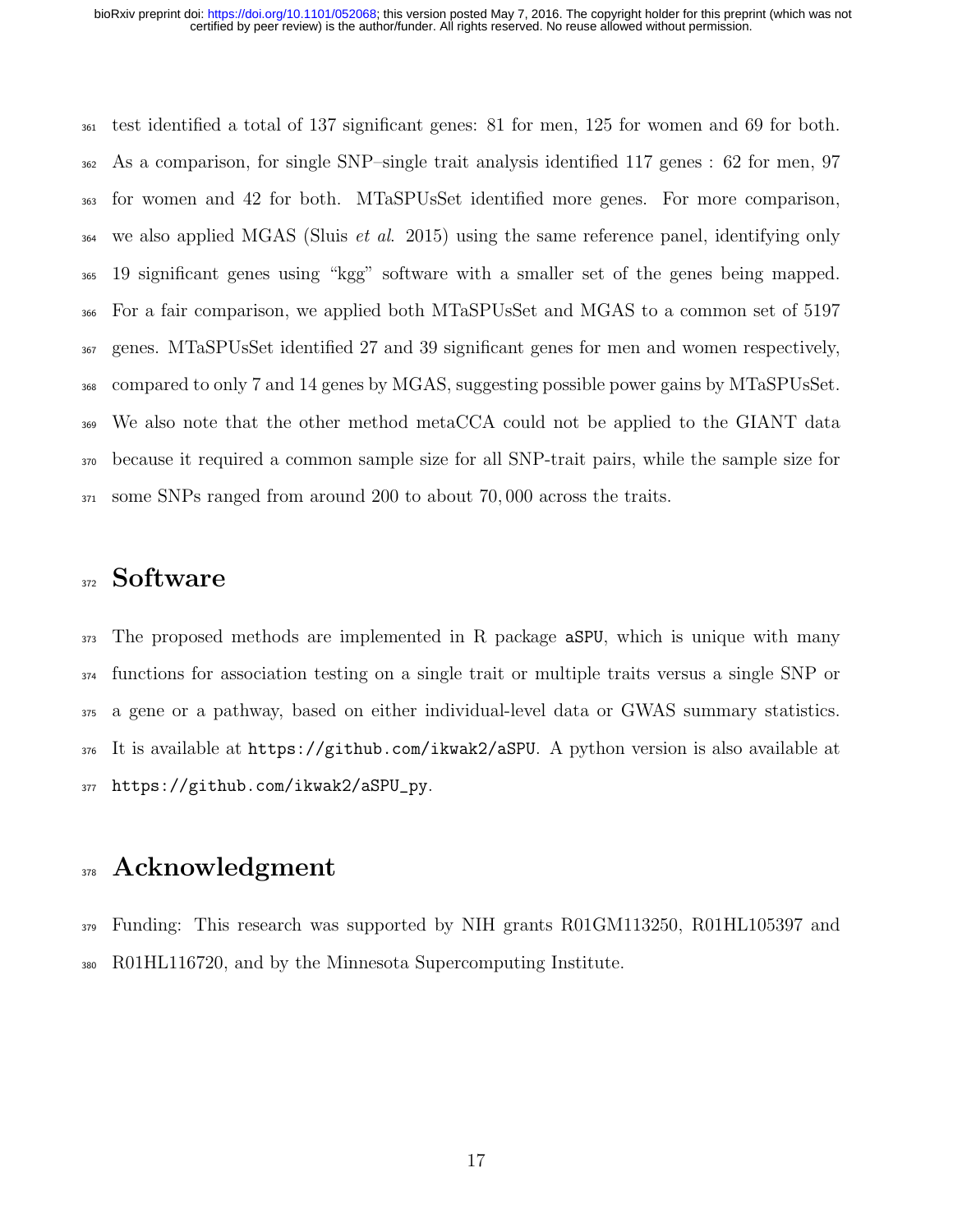test identified a total of 137 significant genes: 81 for men, 125 for women and 69 for both. As a comparison, for single SNP–single trait analysis identified 117 genes : 62 for men, 97 for women and 42 for both. MTaSPUsSet identified more genes. For more comparison, we also applied MGAS (Sluis *et al.* 2015) using the same reference panel, identifying only 19 significant genes using "kgg" software with a smaller set of the genes being mapped. For a fair comparison, we applied both MTaSPUsSet and MGAS to a common set of 5197 genes. MTaSPUsSet identified 27 and 39 significant genes for men and women respectively, compared to only 7 and 14 genes by MGAS, suggesting possible power gains by MTaSPUsSet. We also note that the other method metaCCA could not be applied to the GIANT data because it required a common sample size for all SNP-trait pairs, while the sample size for some SNPs ranged from around 200 to about $70,000$ across the traits.

# Software

The proposed methods are implemented in R package `aSPU`, which is unique with many functions for association testing on a single trait or multiple traits versus a single SNP or a gene or a pathway, based on either individual-level data or GWAS summary statistics. It is available at `https://github.com/ikwak2/aSPU`. A python version is also available at `https://github.com/ikwak2/aSPU_py`.

# Acknowledgment

Funding: This research was supported by NIH grants R01GM113250, R01HL105397 and R01HL116720, and by the Minnesota Supercomputing Institute.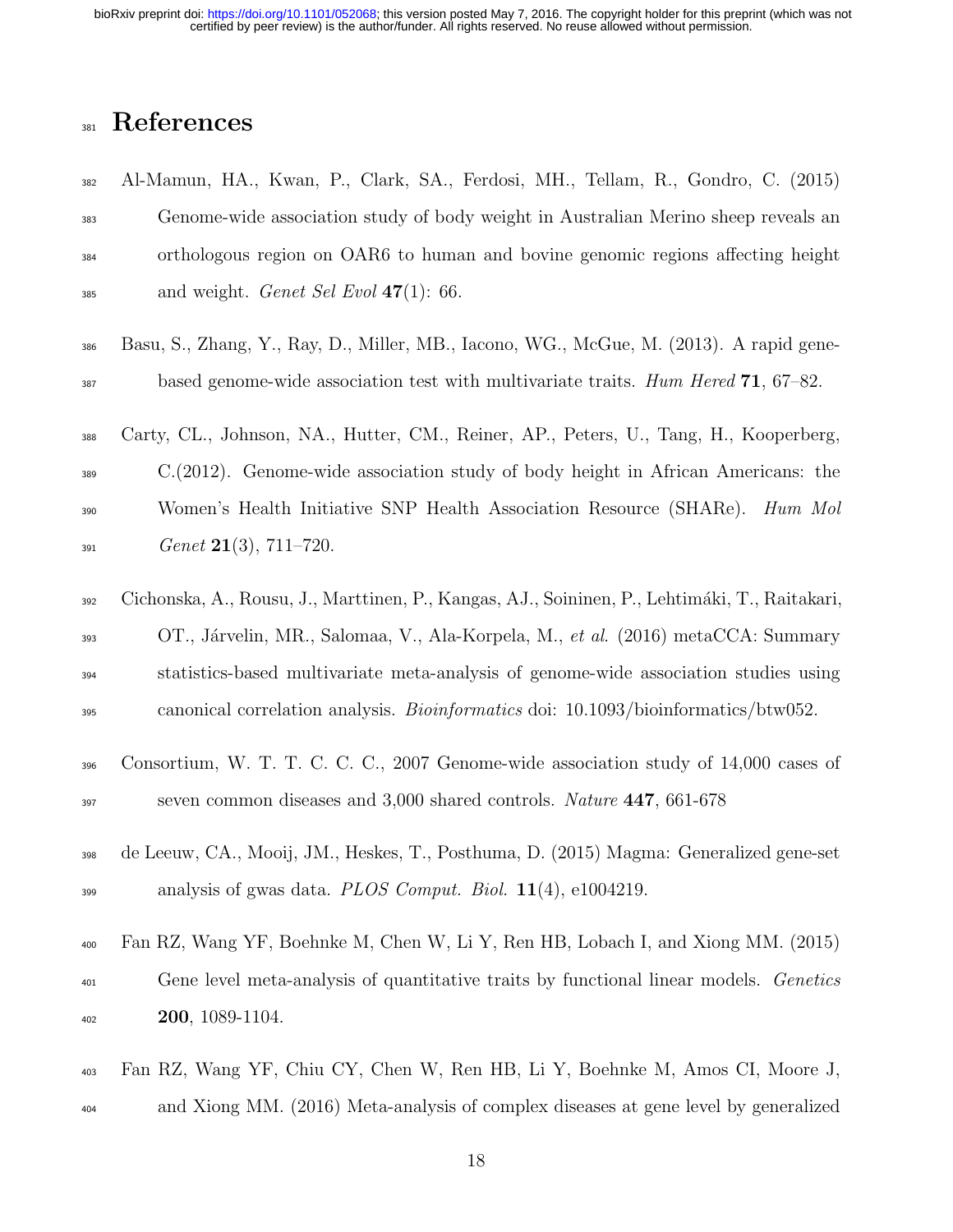# References

Al-Mamun, HA., Kwan, P., Clark, SA., Ferdosi, MH., Tellam, R., Gondro, C. (2015) Genome-wide association study of body weight in Australian Merino sheep reveals an orthologous region on OAR6 to human and bovine genomic regions affecting height and weight. *Genet Sel Evol* **47**(1): 66.

Basu, S., Zhang, Y., Ray, D., Miller, MB., Iacono, WG., McGue, M. (2013). A rapid gene-based genome-wide association test with multivariate traits. *Hum Hered* **71**, 67–82.

Carty, CL., Johnson, NA., Hutter, CM., Reiner, AP., Peters, U., Tang, H., Kooperberg, C.(2012). Genome-wide association study of body height in African Americans: the Women's Health Initiative SNP Health Association Resource (SHARe). *Hum Mol Genet* **21**(3), 711–720.

Cichonska, A., Rousu, J., Marttinen, P., Kangas, AJ., Soininen, P., Lehtimáki, T., Raitakari, OT., Járvelin, MR., Salomaa, V., Ala-Korpela, M., *et al.* (2016) metaCCA: Summary statistics-based multivariate meta-analysis of genome-wide association studies using canonical correlation analysis. *Bioinformatics* doi: 10.1093/bioinformatics/btw052.

Consortium, W. T. T. C. C. C., 2007 Genome-wide association study of 14,000 cases of seven common diseases and 3,000 shared controls. *Nature* **447**, 661-678

de Leeuw, CA., Mooij, JM., Heskes, T., Posthuma, D. (2015) Magma: Generalized gene-set analysis of gwas data. *PLOS Comput. Biol.* **11**(4), e1004219.

Fan RZ, Wang YF, Boehnke M, Chen W, Li Y, Ren HB, Lobach I, and Xiong MM. (2015) Gene level meta-analysis of quantitative traits by functional linear models. *Genetics* **200**, 1089-1104.

Fan RZ, Wang YF, Chiu CY, Chen W, Ren HB, Li Y, Boehnke M, Amos CI, Moore J, and Xiong MM. (2016) Meta-analysis of complex diseases at gene level by generalized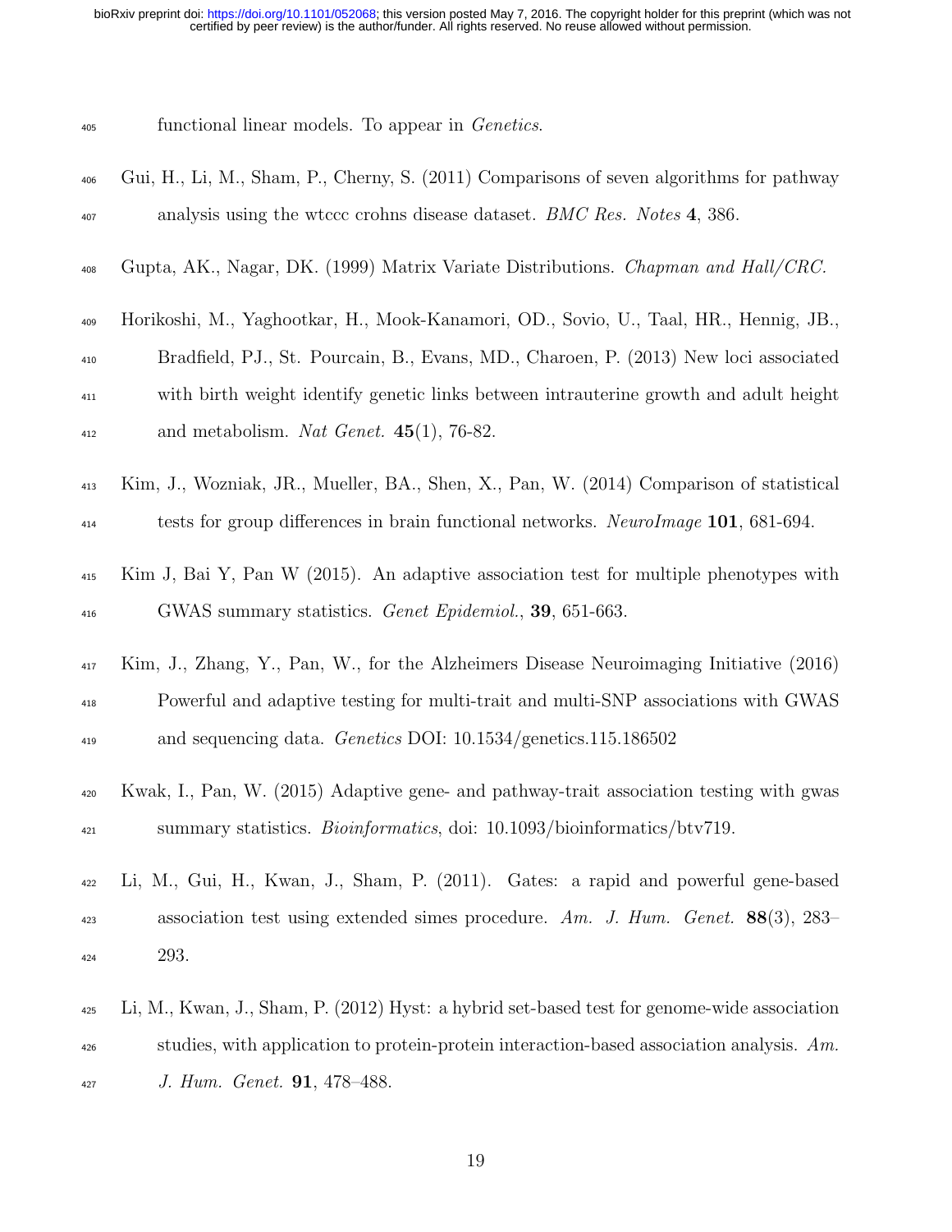functional linear models. To appear in *Genetics*.

Gui, H., Li, M., Sham, P., Cherny, S. (2011) Comparisons of seven algorithms for pathway analysis using the wtccc crohns disease dataset. *BMC Res. Notes* **4**, 386.

Gupta, AK., Nagar, DK. (1999) Matrix Variate Distributions. *Chapman and Hall/CRC.*

Horikoshi, M., Yaghootkar, H., Mook-Kanamori, OD., Sovio, U., Taal, HR., Hennig, JB., Bradfield, PJ., St. Pourcain, B., Evans, MD., Charoen, P. (2013) New loci associated with birth weight identify genetic links between intrauterine growth and adult height and metabolism. *Nat Genet.* **45**(1), 76-82.

Kim, J., Wozniak, JR., Mueller, BA., Shen, X., Pan, W. (2014) Comparison of statistical tests for group differences in brain functional networks. *NeuroImage* **101**, 681-694.

Kim J, Bai Y, Pan W (2015). An adaptive association test for multiple phenotypes with GWAS summary statistics. *Genet Epidemiol.*, **39**, 651-663.

Kim, J., Zhang, Y., Pan, W., for the Alzheimers Disease Neuroimaging Initiative (2016) Powerful and adaptive testing for multi-trait and multi-SNP associations with GWAS and sequencing data. *Genetics* DOI: 10.1534/genetics.115.186502

Kwak, I., Pan, W. (2015) Adaptive gene- and pathway-trait association testing with gwas summary statistics. *Bioinformatics*, doi: 10.1093/bioinformatics/btv719.

Li, M., Gui, H., Kwan, J., Sham, P. (2011). Gates: a rapid and powerful gene-based association test using extended simes procedure. *Am. J. Hum. Genet.* **88**(3), 283–293.

Li, M., Kwan, J., Sham, P. (2012) Hyst: a hybrid set-based test for genome-wide association studies, with application to protein-protein interaction-based association analysis. *Am. J. Hum. Genet.* **91**, 478–488.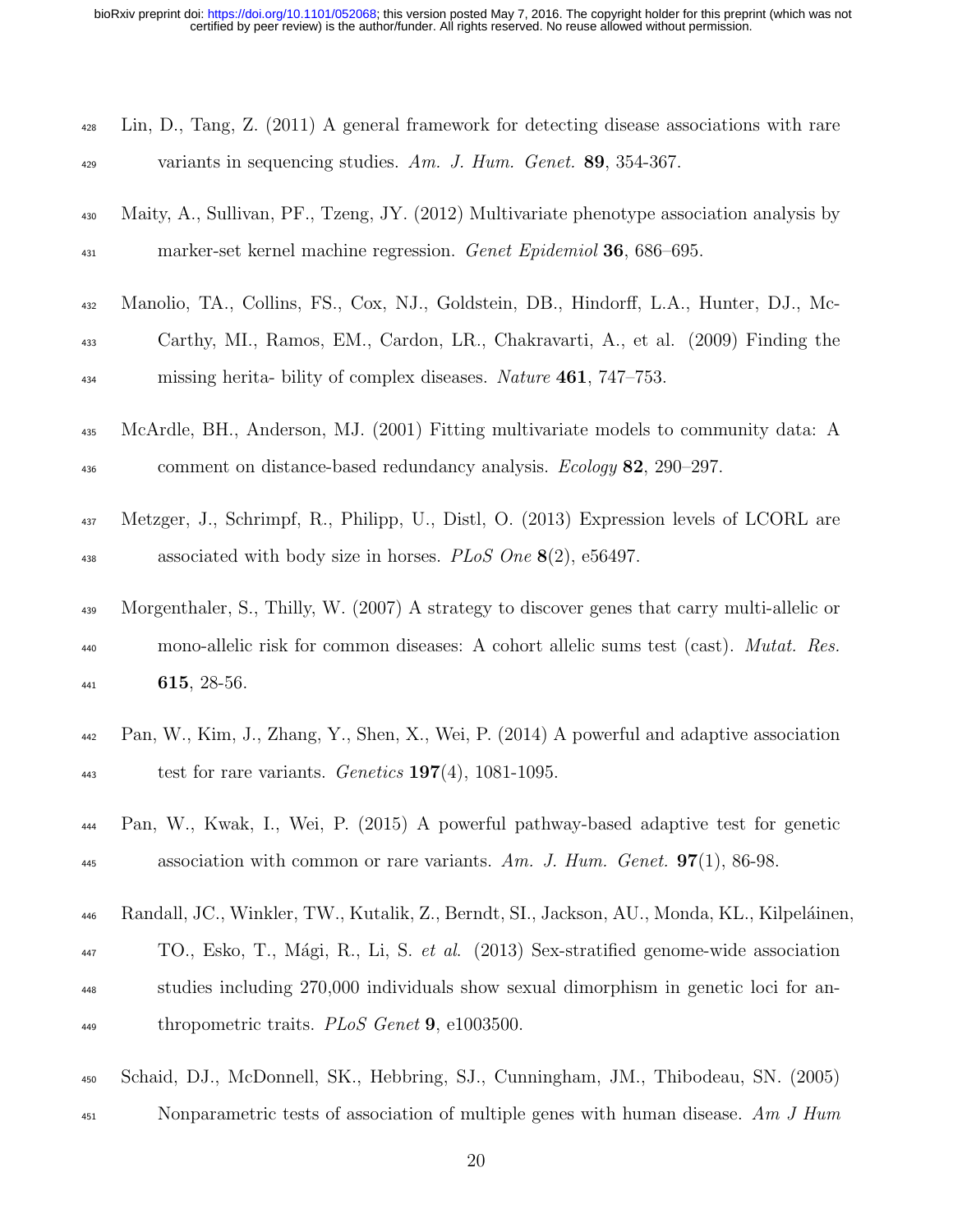Lin, D., Tang, Z. (2011) A general framework for detecting disease associations with rare variants in sequencing studies. *Am. J. Hum. Genet.* **89**, 354-367.

Maity, A., Sullivan, PF., Tzeng, JY. (2012) Multivariate phenotype association analysis by marker-set kernel machine regression. *Genet Epidemiol* **36**, 686–695.

Manolio, TA., Collins, FS., Cox, NJ., Goldstein, DB., Hindorff, L.A., Hunter, DJ., Mc-Carthy, MI., Ramos, EM., Cardon, LR., Chakravarti, A., et al. (2009) Finding the missing herita- bility of complex diseases. *Nature* **461**, 747–753.

McArdle, BH., Anderson, MJ. (2001) Fitting multivariate models to community data: A comment on distance-based redundancy analysis. *Ecology* **82**, 290–297.

Metzger, J., Schrimpf, R., Philipp, U., Distl, O. (2013) Expression levels of LCORL are associated with body size in horses. *PLoS One* **8**(2), e56497.

Morgenthaler, S., Thilly, W. (2007) A strategy to discover genes that carry multi-allelic or mono-allelic risk for common diseases: A cohort allelic sums test (cast). *Mutat. Res.* **615**, 28-56.

Pan, W., Kim, J., Zhang, Y., Shen, X., Wei, P. (2014) A powerful and adaptive association test for rare variants. *Genetics* **197**(4), 1081-1095.

Pan, W., Kwak, I., Wei, P. (2015) A powerful pathway-based adaptive test for genetic association with common or rare variants. *Am. J. Hum. Genet.* **97**(1), 86-98.

Randall, JC., Winkler, TW., Kutalik, Z., Berndt, SI., Jackson, AU., Monda, KL., Kilpeláinen, TO., Esko, T., Mágí, R., Li, S. *et al.* (2013) Sex-stratified genome-wide association studies including 270,000 individuals show sexual dimorphism in genetic loci for anthropometric traits. *PLoS Genet* **9**, e1003500.

Schaid, DJ., McDonnell, SK., Hebbring, SJ., Cunningham, JM., Thibodeau, SN. (2005) Nonparametric tests of association of multiple genes with human disease. *Am J Hum*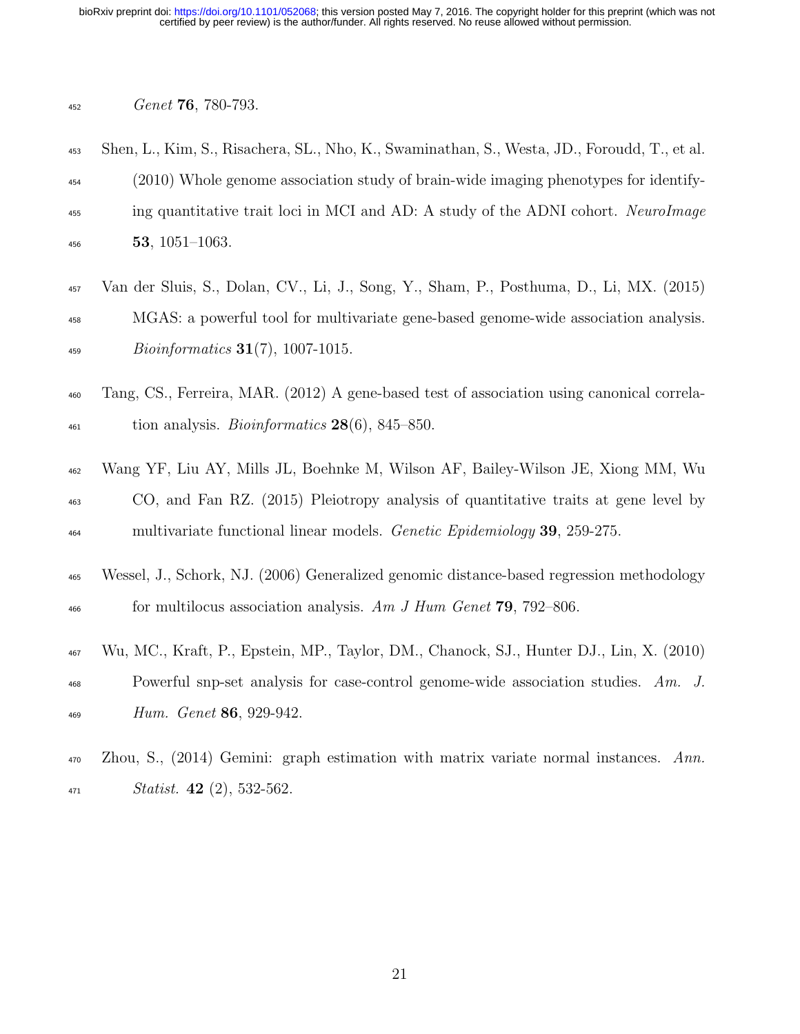*Genet* **76**, 780-793.

Shen, L., Kim, S., Risachera, SL., Nho, K., Swaminathan, S., Westa, JD., Foroudd, T., et al. (2010) Whole genome association study of brain-wide imaging phenotypes for identifying quantitative trait loci in MCI and AD: A study of the ADNI cohort. *NeuroImage* **53**, 1051–1063.

Van der Sluis, S., Dolan, CV., Li, J., Song, Y., Sham, P., Posthuma, D., Li, MX. (2015) MGAS: a powerful tool for multivariate gene-based genome-wide association analysis. *Bioinformatics* **31**(7), 1007-1015.

Tang, CS., Ferreira, MAR. (2012) A gene-based test of association using canonical correlation analysis. *Bioinformatics* **28**(6), 845–850.

Wang YF, Liu AY, Mills JL, Boehnke M, Wilson AF, Bailey-Wilson JE, Xiong MM, Wu CO, and Fan RZ. (2015) Pleiotropy analysis of quantitative traits at gene level by multivariate functional linear models. *Genetic Epidemiology* **39**, 259-275.

Wessel, J., Schork, NJ. (2006) Generalized genomic distance-based regression methodology for multilocus association analysis. *Am J Hum Genet* **79**, 792–806.

Wu, MC., Kraft, P., Epstein, MP., Taylor, DM., Chanock, SJ., Hunter DJ., Lin, X. (2010) Powerful snp-set analysis for case-control genome-wide association studies. *Am. J. Hum. Genet* **86**, 929-942.

Zhou, S., (2014) Gemini: graph estimation with matrix variate normal instances. *Ann. Statist.* **42** (2), 532-562.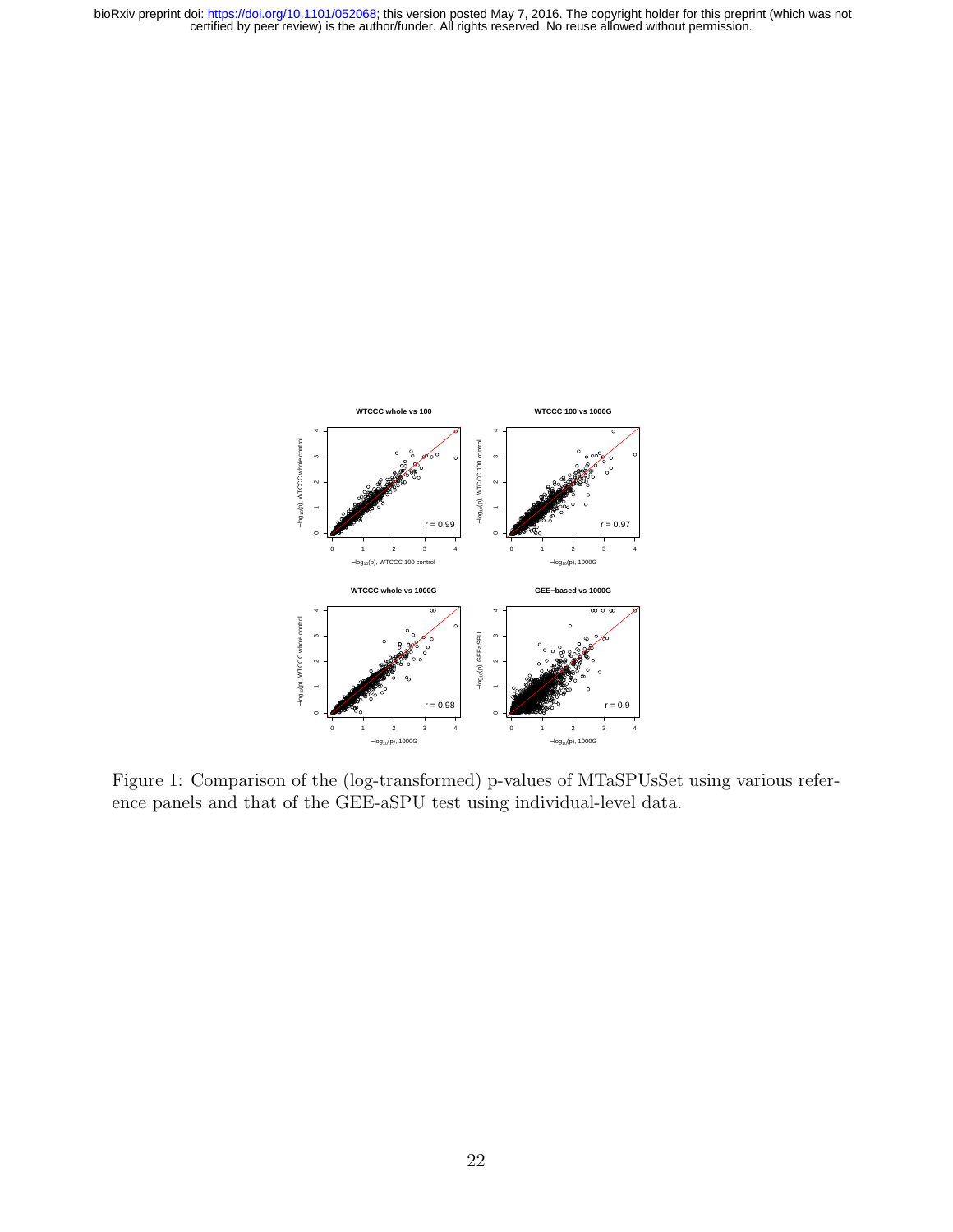Figure 1: Comparison of the (log-transformed) p-values of MTaSPUsSet using various reference panels and that of the GEE-aSPU test using individual-level data.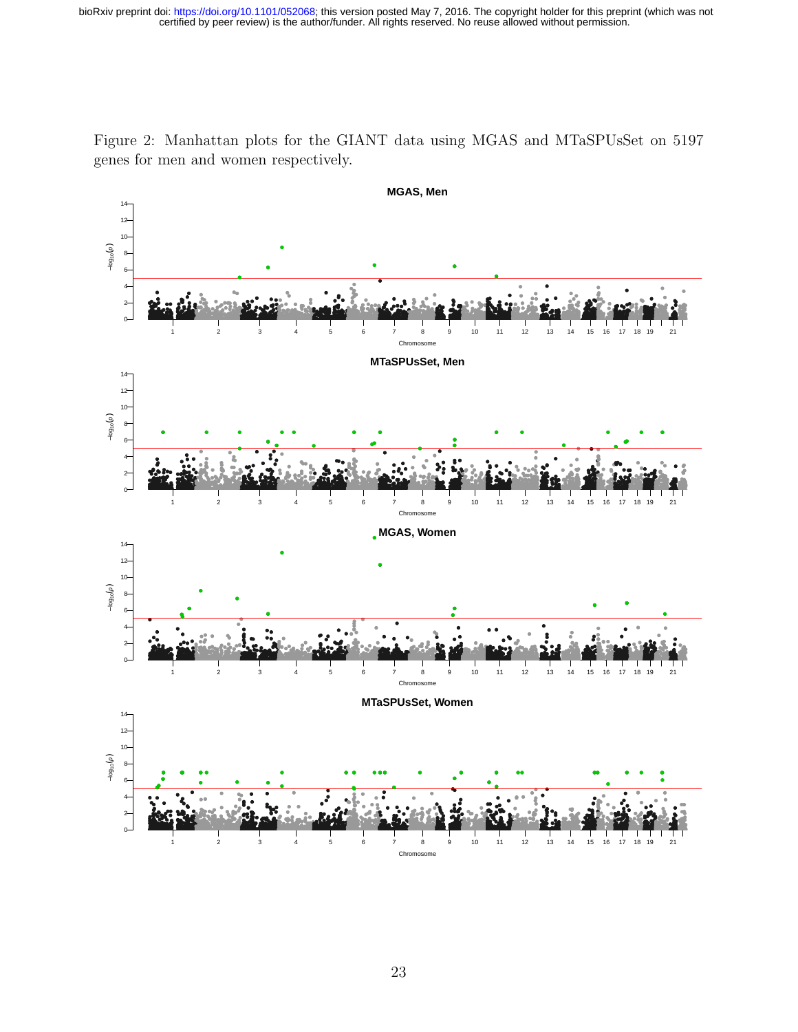Figure 2: Manhattan plots for the GIANT data using MGAS and MTaSPUsSet on 5197 genes for men and women respectively.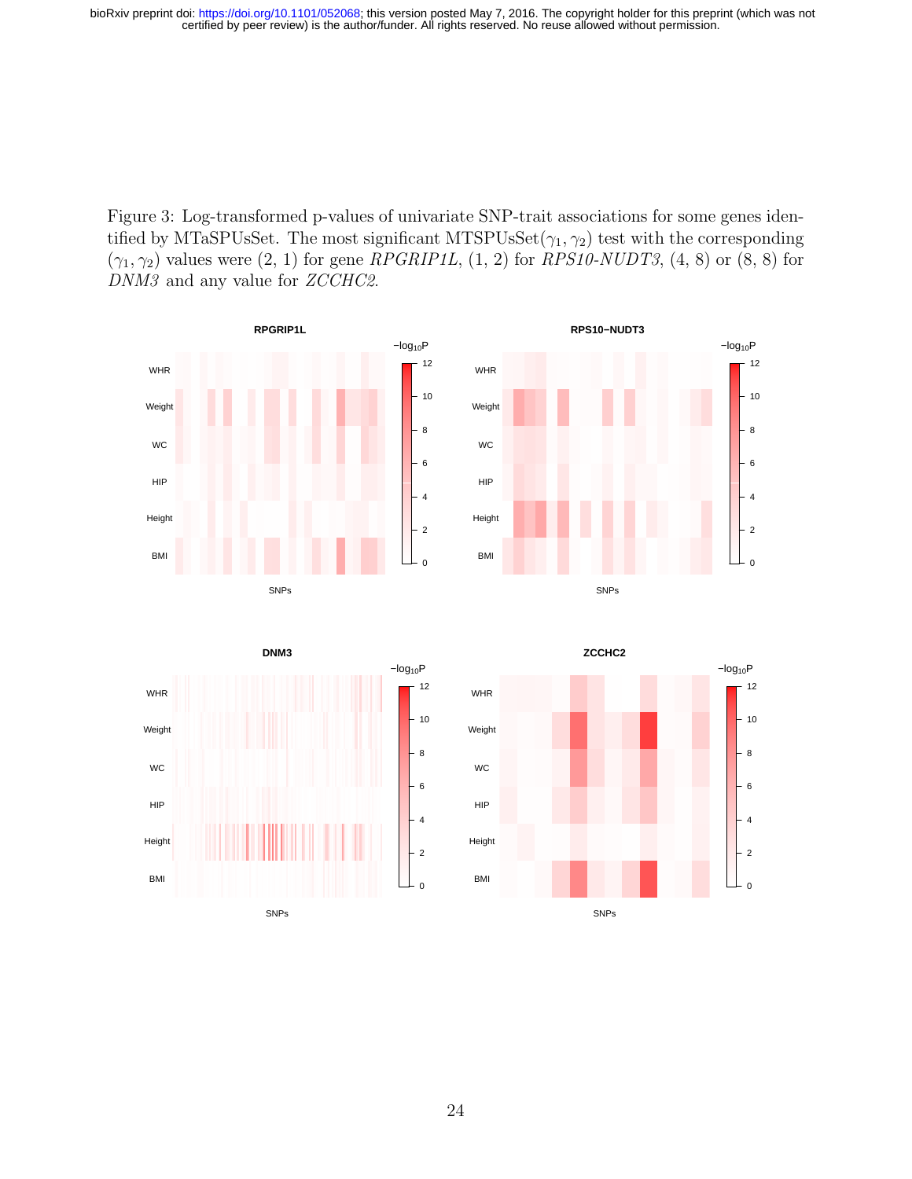Figure 3: Log-transformed p-values of univariate SNP-trait associations for some genes identified by MTaSPUsSet. The most significant MTSPUsSet($\gamma_1, \gamma_2$) test with the corresponding ($\gamma_1, \gamma_2$) values were (2, 1) for gene *RPGRIP1L*, (1, 2) for *RPS10-NUDT3*, (4, 8) or (8, 8) for *DNM3* and any value for *ZCCHC2*.

RPGRIP1L

$-\log_{10}$P

12
10
8
6
4
2
0

WHR
Weight
WC
HIP
Height
BMI

SNPs

RPS10−NUDT3

$-\log_{10}$P

12
10
8
6
4
2
0

WHR
Weight
WC
HIP
Height
BMI

SNPs

DNM3

$-\log_{10}$P

12
10
8
6
4
2
0

WHR
Weight
WC
HIP
Height
BMI

SNPs

ZCCHC2

$-\log_{10}$P

12
10
8
6
4
2
0

WHR
Weight
WC
HIP
Height
BMI

SNPs